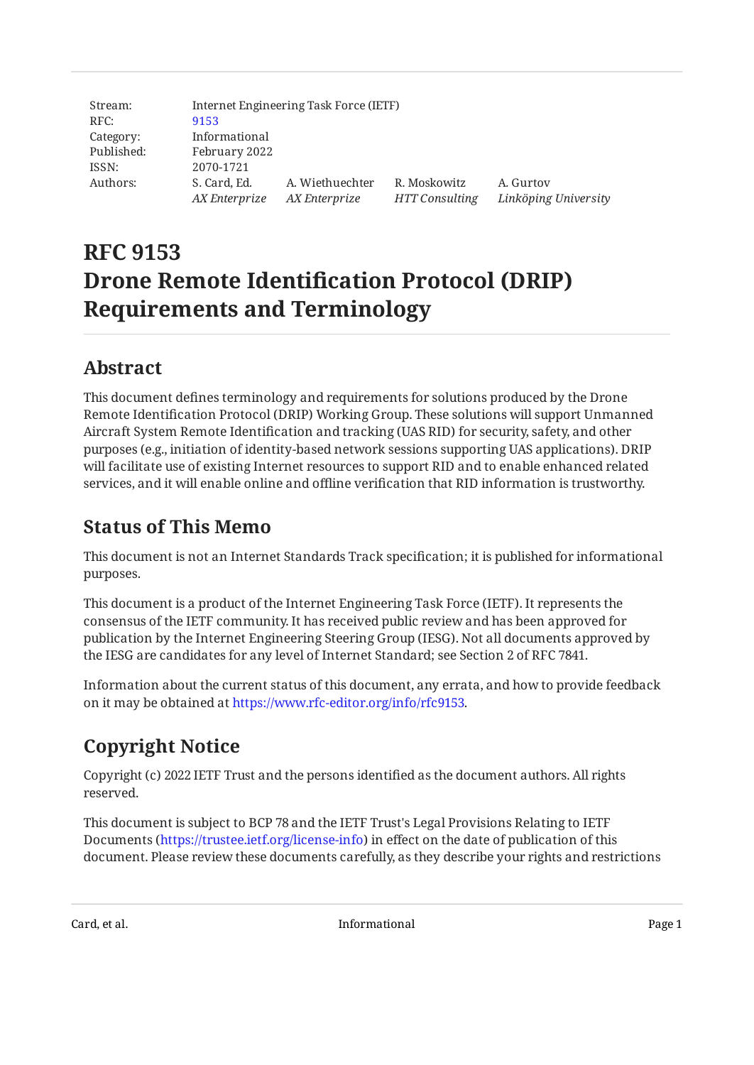| Stream: | Internet Engineering Task Force (IETF) | | | |
|---|---|---|---|---|
| RFC: | 9153 | | | |
| Category: | Informational | | | |
| Published: | February 2022 | | | |
| ISSN: | 2070-1721 | | | |
| Authors: | S. Card, Ed. *AX Enterprize* | A. Wiethuechter *AX Enterprize* | R. Moskowitz *HTT Consulting* | A. Gurtov *Linköping University* |

# RFC 9153 Drone Remote Identification Protocol (DRIP) Requirements and Terminology

## Abstract

This document defines terminology and requirements for solutions produced by the Drone Remote Identification Protocol (DRIP) Working Group. These solutions will support Unmanned Aircraft System Remote Identification and tracking (UAS RID) for security, safety, and other purposes (e.g., initiation of identity-based network sessions supporting UAS applications). DRIP will facilitate use of existing Internet resources to support RID and to enable enhanced related services, and it will enable online and offline verification that RID information is trustworthy.

## Status of This Memo

This document is not an Internet Standards Track specification; it is published for informational purposes.

This document is a product of the Internet Engineering Task Force (IETF). It represents the consensus of the IETF community. It has received public review and has been approved for publication by the Internet Engineering Steering Group (IESG). Not all documents approved by the IESG are candidates for any level of Internet Standard; see Section 2 of RFC 7841.

Information about the current status of this document, any errata, and how to provide feedback on it may be obtained at https://www.rfc-editor.org/info/rfc9153.

## Copyright Notice

Copyright (c) 2022 IETF Trust and the persons identified as the document authors. All rights reserved.

This document is subject to BCP 78 and the IETF Trust's Legal Provisions Relating to IETF Documents (https://trustee.ietf.org/license-info) in effect on the date of publication of this document. Please review these documents carefully, as they describe your rights and restrictions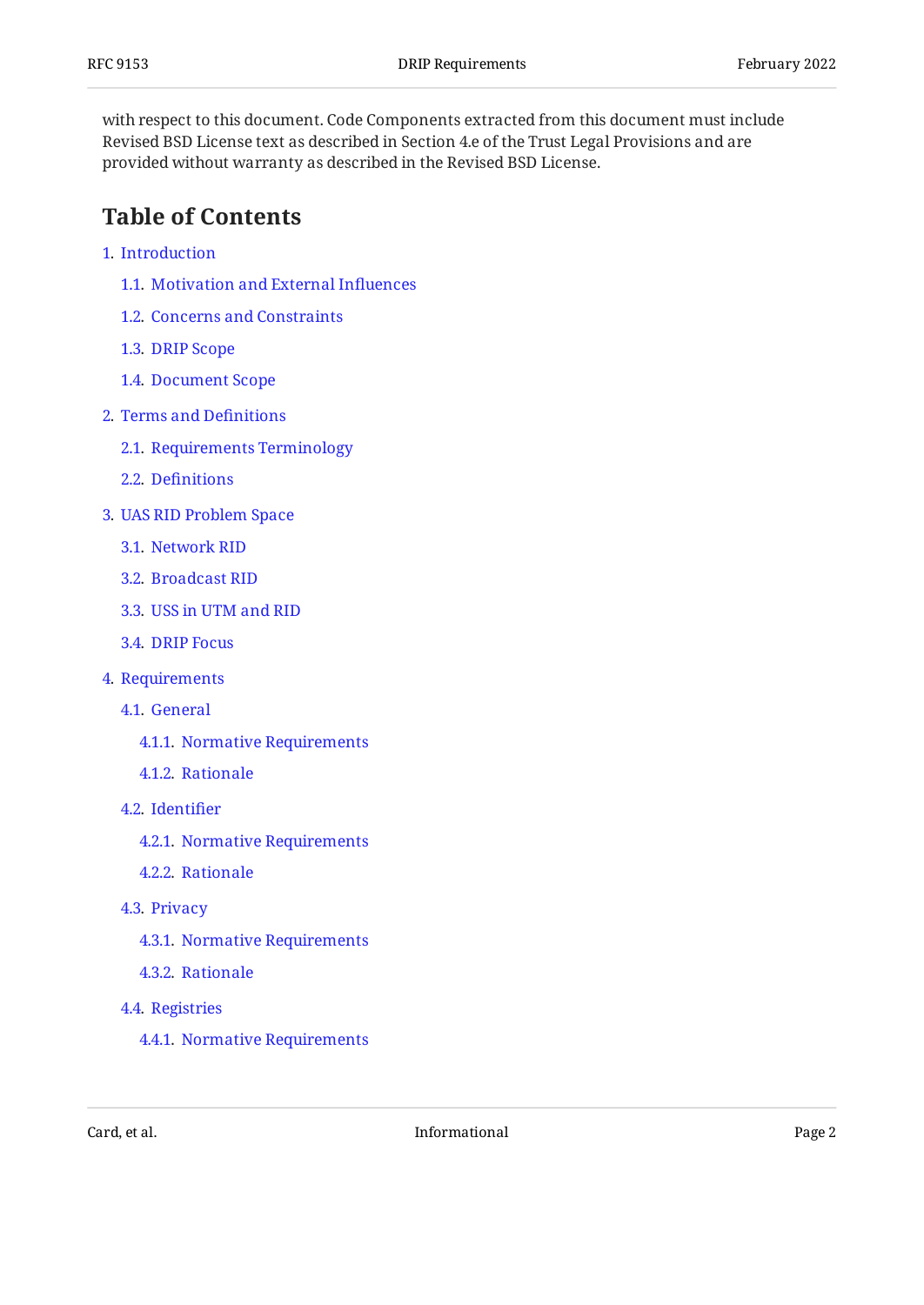with respect to this document. Code Components extracted from this document must include Revised BSD License text as described in Section 4.e of the Trust Legal Provisions and are provided without warranty as described in the Revised BSD License.

## Table of Contents

1. Introduction
   - 1.1. Motivation and External Influences
   - 1.2. Concerns and Constraints
   - 1.3. DRIP Scope
   - 1.4. Document Scope
2. Terms and Definitions
   - 2.1. Requirements Terminology
   - 2.2. Definitions
3. UAS RID Problem Space
   - 3.1. Network RID
   - 3.2. Broadcast RID
   - 3.3. USS in UTM and RID
   - 3.4. DRIP Focus
4. Requirements
   - 4.1. General
     - 4.1.1. Normative Requirements
     - 4.1.2. Rationale
   - 4.2. Identifier
     - 4.2.1. Normative Requirements
     - 4.2.2. Rationale
   - 4.3. Privacy
     - 4.3.1. Normative Requirements
     - 4.3.2. Rationale
   - 4.4. Registries
     - 4.4.1. Normative Requirements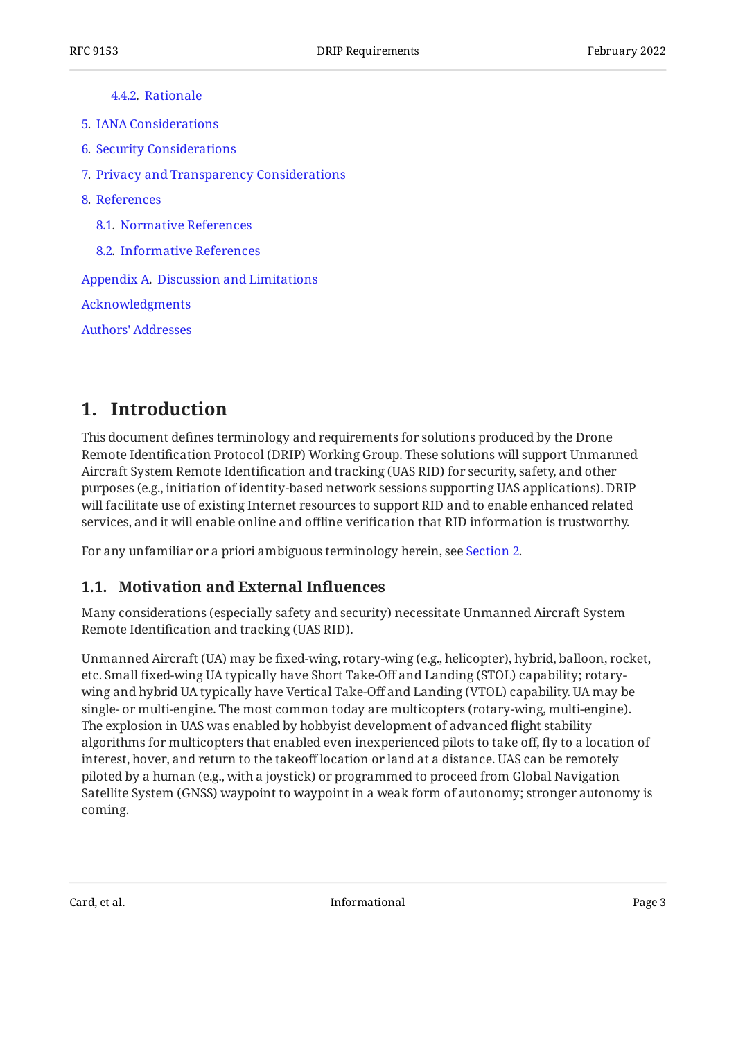4.4.2. Rationale

5. IANA Considerations

6. Security Considerations

7. Privacy and Transparency Considerations

8. References

8.1. Normative References

8.2. Informative References

Appendix A. Discussion and Limitations

Acknowledgments

Authors' Addresses

# 1. Introduction

This document defines terminology and requirements for solutions produced by the Drone Remote Identification Protocol (DRIP) Working Group. These solutions will support Unmanned Aircraft System Remote Identification and tracking (UAS RID) for security, safety, and other purposes (e.g., initiation of identity-based network sessions supporting UAS applications). DRIP will facilitate use of existing Internet resources to support RID and to enable enhanced related services, and it will enable online and offline verification that RID information is trustworthy.

For any unfamiliar or a priori ambiguous terminology herein, see Section 2.

## 1.1. Motivation and External Influences

Many considerations (especially safety and security) necessitate Unmanned Aircraft System Remote Identification and tracking (UAS RID).

Unmanned Aircraft (UA) may be fixed-wing, rotary-wing (e.g., helicopter), hybrid, balloon, rocket, etc. Small fixed-wing UA typically have Short Take-Off and Landing (STOL) capability; rotary-wing and hybrid UA typically have Vertical Take-Off and Landing (VTOL) capability. UA may be single- or multi-engine. The most common today are multicopters (rotary-wing, multi-engine). The explosion in UAS was enabled by hobbyist development of advanced flight stability algorithms for multicopters that enabled even inexperienced pilots to take off, fly to a location of interest, hover, and return to the takeoff location or land at a distance. UAS can be remotely piloted by a human (e.g., with a joystick) or programmed to proceed from Global Navigation Satellite System (GNSS) waypoint to waypoint in a weak form of autonomy; stronger autonomy is coming.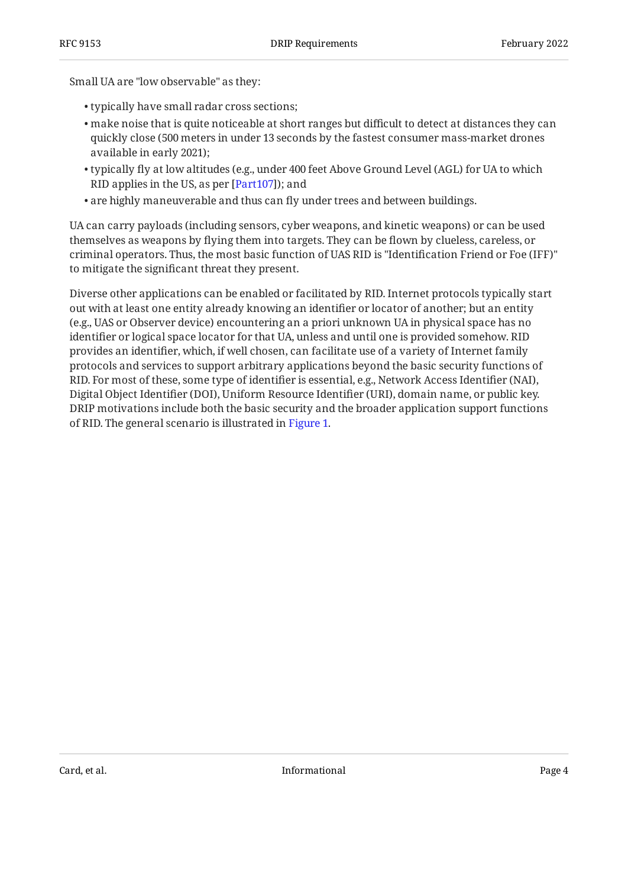Small UA are "low observable" as they:

- typically have small radar cross sections;
- make noise that is quite noticeable at short ranges but difficult to detect at distances they can quickly close (500 meters in under 13 seconds by the fastest consumer mass-market drones available in early 2021);
- typically fly at low altitudes (e.g., under 400 feet Above Ground Level (AGL) for UA to which RID applies in the US, as per [Part107]); and
- are highly maneuverable and thus can fly under trees and between buildings.

UA can carry payloads (including sensors, cyber weapons, and kinetic weapons) or can be used themselves as weapons by flying them into targets. They can be flown by clueless, careless, or criminal operators. Thus, the most basic function of UAS RID is "Identification Friend or Foe (IFF)" to mitigate the significant threat they present.

Diverse other applications can be enabled or facilitated by RID. Internet protocols typically start out with at least one entity already knowing an identifier or locator of another; but an entity (e.g., UAS or Observer device) encountering an a priori unknown UA in physical space has no identifier or logical space locator for that UA, unless and until one is provided somehow. RID provides an identifier, which, if well chosen, can facilitate use of a variety of Internet family protocols and services to support arbitrary applications beyond the basic security functions of RID. For most of these, some type of identifier is essential, e.g., Network Access Identifier (NAI), Digital Object Identifier (DOI), Uniform Resource Identifier (URI), domain name, or public key. DRIP motivations include both the basic security and the broader application support functions of RID. The general scenario is illustrated in Figure 1.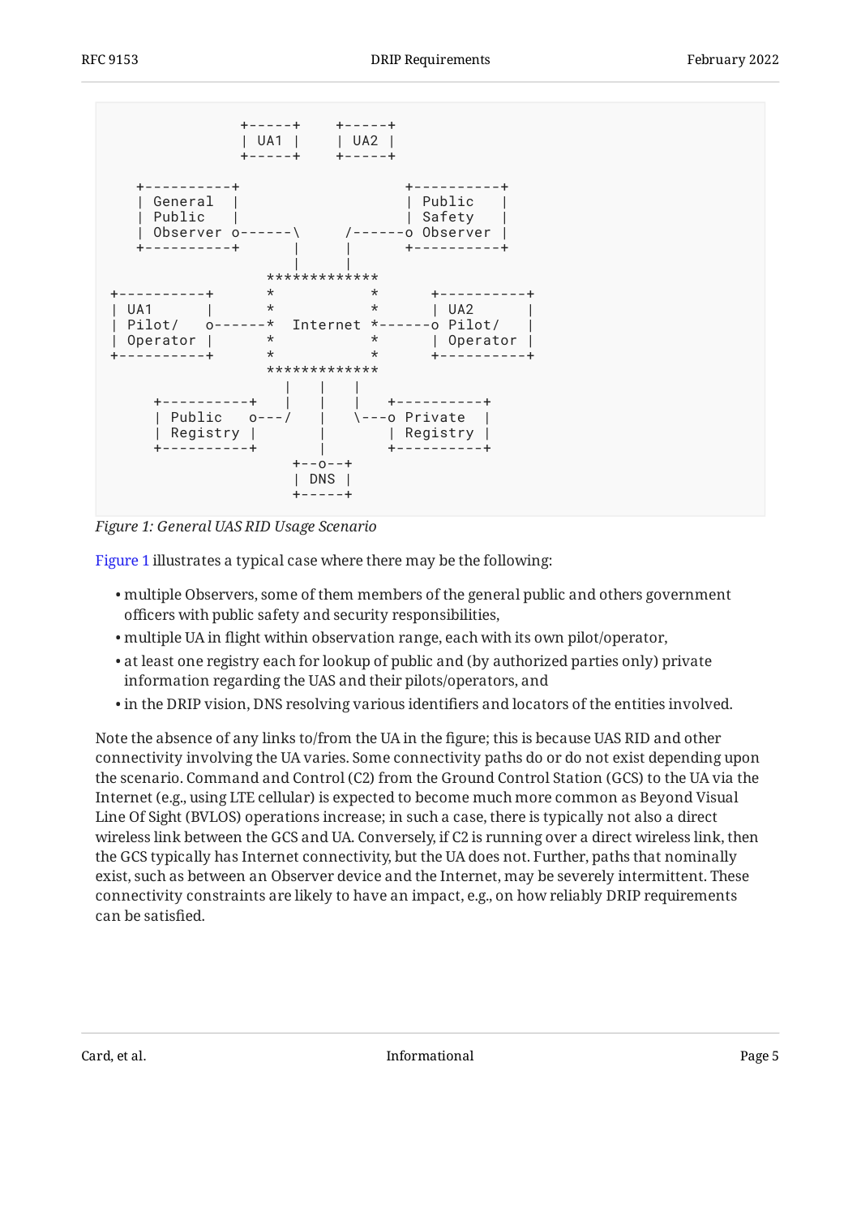```
                +-----+    +-----+
                | UA1 |    | UA2 |
                +-----+    +-----+

    +----------+                 +----------+
    | General  |                 | Public   |
    | Public   |                 | Safety   |
    | Observer o------\      /------o Observer |
    +----------+      |      |       +----------+
                      |      |
                   ************
+----------+       *          *       +----------+
| UA1      |       *          *       | UA2      |
| Pilot/   o------*  Internet  *------o Pilot/   |
| Operator |       *          *       | Operator |
+----------+       *          *       +----------+
                   ************
                     |    |    |
     +----------+    |    |    |    +----------+
     | Public   o---/     |     \---o Private  |
     | Registry |         |         | Registry |
     +----------+         |         +----------+
                        +--o--+
                        | DNS |
                        +-----+
```

*Figure 1: General UAS RID Usage Scenario*

Figure 1 illustrates a typical case where there may be the following:

- multiple Observers, some of them members of the general public and others government officers with public safety and security responsibilities,
- multiple UA in flight within observation range, each with its own pilot/operator,
- at least one registry each for lookup of public and (by authorized parties only) private information regarding the UAS and their pilots/operators, and
- in the DRIP vision, DNS resolving various identifiers and locators of the entities involved.

Note the absence of any links to/from the UA in the figure; this is because UAS RID and other connectivity involving the UA varies. Some connectivity paths do or do not exist depending upon the scenario. Command and Control (C2) from the Ground Control Station (GCS) to the UA via the Internet (e.g., using LTE cellular) is expected to become much more common as Beyond Visual Line Of Sight (BVLOS) operations increase; in such a case, there is typically not also a direct wireless link between the GCS and UA. Conversely, if C2 is running over a direct wireless link, then the GCS typically has Internet connectivity, but the UA does not. Further, paths that nominally exist, such as between an Observer device and the Internet, may be severely intermittent. These connectivity constraints are likely to have an impact, e.g., on how reliably DRIP requirements can be satisfied.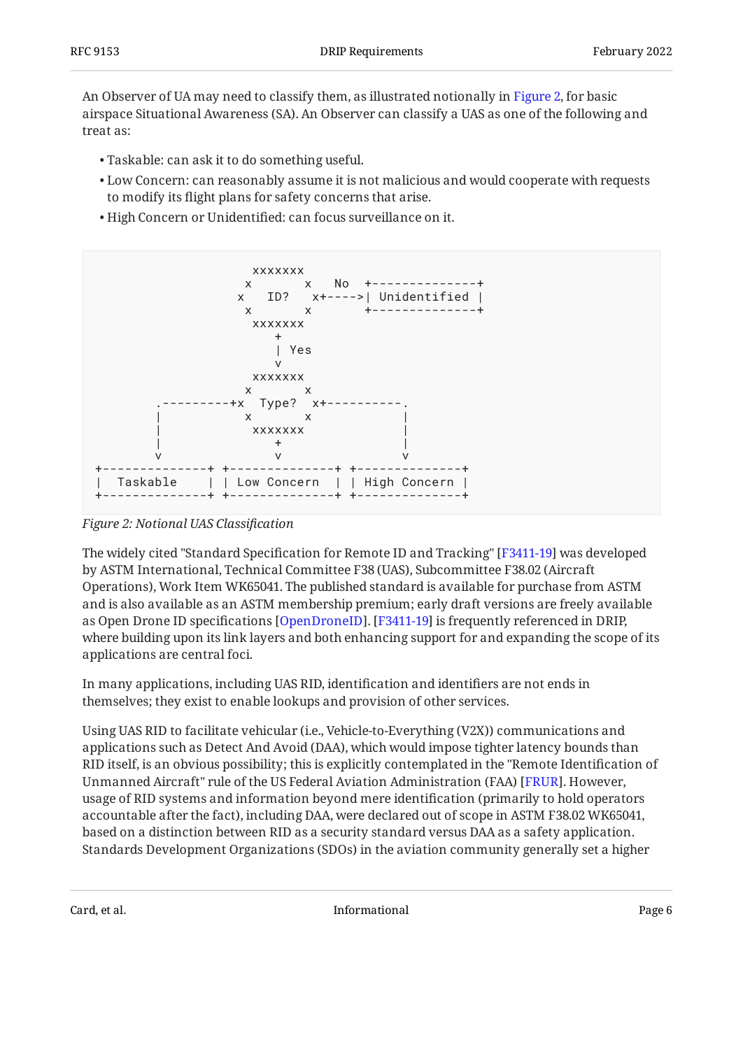An Observer of UA may need to classify them, as illustrated notionally in Figure 2, for basic airspace Situational Awareness (SA). An Observer can classify a UAS as one of the following and treat as:

- Taskable: can ask it to do something useful.
- Low Concern: can reasonably assume it is not malicious and would cooperate with requests to modify its flight plans for safety concerns that arise.
- High Concern or Unidentified: can focus surveillance on it.

```
                    xxxxxxx
                   x       x   No   +--------------+
                  x   ID?   x+---->| Unidentified |
                   x       x        +--------------+
                    xxxxxxx
                       +
                       | Yes
                       v
                    xxxxxxx
                   x       x
         .---------+x  Type?  x+----------.
         |         x       x              |
         |          xxxxxxx               |
         |             +                  |
         v             v                  v
+--------------+ +--------------+ +--------------+
|   Taskable   | | Low Concern  | | High Concern |
+--------------+ +--------------+ +--------------+
```

*Figure 2: Notional UAS Classification*

The widely cited "Standard Specification for Remote ID and Tracking" [F3411-19] was developed by ASTM International, Technical Committee F38 (UAS), Subcommittee F38.02 (Aircraft Operations), Work Item WK65041. The published standard is available for purchase from ASTM and is also available as an ASTM membership premium; early draft versions are freely available as Open Drone ID specifications [OpenDroneID]. [F3411-19] is frequently referenced in DRIP, where building upon its link layers and both enhancing support for and expanding the scope of its applications are central foci.

In many applications, including UAS RID, identification and identifiers are not ends in themselves; they exist to enable lookups and provision of other services.

Using UAS RID to facilitate vehicular (i.e., Vehicle-to-Everything (V2X)) communications and applications such as Detect And Avoid (DAA), which would impose tighter latency bounds than RID itself, is an obvious possibility; this is explicitly contemplated in the "Remote Identification of Unmanned Aircraft" rule of the US Federal Aviation Administration (FAA) [FRUR]. However, usage of RID systems and information beyond mere identification (primarily to hold operators accountable after the fact), including DAA, were declared out of scope in ASTM F38.02 WK65041, based on a distinction between RID as a security standard versus DAA as a safety application. Standards Development Organizations (SDOs) in the aviation community generally set a higher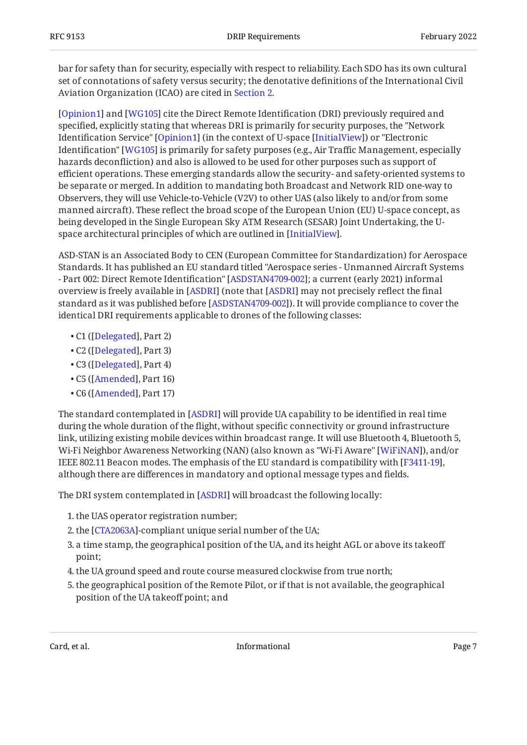bar for safety than for security, especially with respect to reliability. Each SDO has its own cultural set of connotations of safety versus security; the denotative definitions of the International Civil Aviation Organization (ICAO) are cited in Section 2.

[Opinion1] and [WG105] cite the Direct Remote Identification (DRI) previously required and specified, explicitly stating that whereas DRI is primarily for security purposes, the "Network Identification Service" [Opinion1] (in the context of U-space [InitialView]) or "Electronic Identification" [WG105] is primarily for safety purposes (e.g., Air Traffic Management, especially hazards deconfliction) and also is allowed to be used for other purposes such as support of efficient operations. These emerging standards allow the security- and safety-oriented systems to be separate or merged. In addition to mandating both Broadcast and Network RID one-way to Observers, they will use Vehicle-to-Vehicle (V2V) to other UAS (also likely to and/or from some manned aircraft). These reflect the broad scope of the European Union (EU) U-space concept, as being developed in the Single European Sky ATM Research (SESAR) Joint Undertaking, the U-space architectural principles of which are outlined in [InitialView].

ASD-STAN is an Associated Body to CEN (European Committee for Standardization) for Aerospace Standards. It has published an EU standard titled "Aerospace series - Unmanned Aircraft Systems - Part 002: Direct Remote Identification" [ASDSTAN4709-002]; a current (early 2021) informal overview is freely available in [ASDRI] (note that [ASDRI] may not precisely reflect the final standard as it was published before [ASDSTAN4709-002]). It will provide compliance to cover the identical DRI requirements applicable to drones of the following classes:

- C1 ([Delegated], Part 2)
- C2 ([Delegated], Part 3)
- C3 ([Delegated], Part 4)
- C5 ([Amended], Part 16)
- C6 ([Amended], Part 17)

The standard contemplated in [ASDRI] will provide UA capability to be identified in real time during the whole duration of the flight, without specific connectivity or ground infrastructure link, utilizing existing mobile devices within broadcast range. It will use Bluetooth 4, Bluetooth 5, Wi-Fi Neighbor Awareness Networking (NAN) (also known as "Wi-Fi Aware" [WiFiNAN]), and/or IEEE 802.11 Beacon modes. The emphasis of the EU standard is compatibility with [F3411-19], although there are differences in mandatory and optional message types and fields.

The DRI system contemplated in [ASDRI] will broadcast the following locally:

1. the UAS operator registration number;
2. the [CTA2063A]-compliant unique serial number of the UA;
3. a time stamp, the geographical position of the UA, and its height AGL or above its takeoff point;
4. the UA ground speed and route course measured clockwise from true north;
5. the geographical position of the Remote Pilot, or if that is not available, the geographical position of the UA takeoff point; and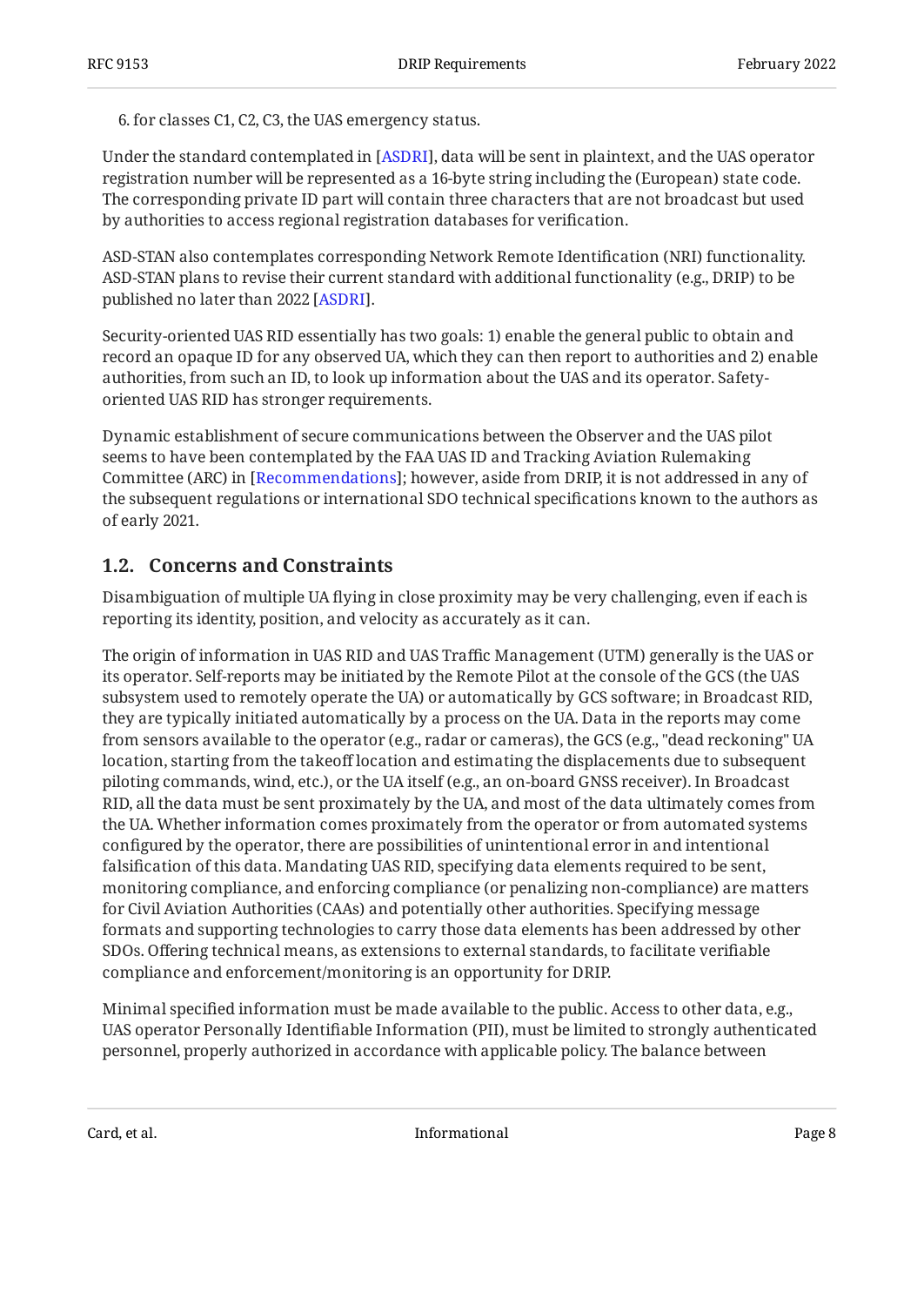6. for classes C1, C2, C3, the UAS emergency status.

Under the standard contemplated in [ASDRI], data will be sent in plaintext, and the UAS operator registration number will be represented as a 16-byte string including the (European) state code. The corresponding private ID part will contain three characters that are not broadcast but used by authorities to access regional registration databases for verification.

ASD-STAN also contemplates corresponding Network Remote Identification (NRI) functionality. ASD-STAN plans to revise their current standard with additional functionality (e.g., DRIP) to be published no later than 2022 [ASDRI].

Security-oriented UAS RID essentially has two goals: 1) enable the general public to obtain and record an opaque ID for any observed UA, which they can then report to authorities and 2) enable authorities, from such an ID, to look up information about the UAS and its operator. Safety-oriented UAS RID has stronger requirements.

Dynamic establishment of secure communications between the Observer and the UAS pilot seems to have been contemplated by the FAA UAS ID and Tracking Aviation Rulemaking Committee (ARC) in [Recommendations]; however, aside from DRIP, it is not addressed in any of the subsequent regulations or international SDO technical specifications known to the authors as of early 2021.

## 1.2. Concerns and Constraints

Disambiguation of multiple UA flying in close proximity may be very challenging, even if each is reporting its identity, position, and velocity as accurately as it can.

The origin of information in UAS RID and UAS Traffic Management (UTM) generally is the UAS or its operator. Self-reports may be initiated by the Remote Pilot at the console of the GCS (the UAS subsystem used to remotely operate the UA) or automatically by GCS software; in Broadcast RID, they are typically initiated automatically by a process on the UA. Data in the reports may come from sensors available to the operator (e.g., radar or cameras), the GCS (e.g., "dead reckoning" UA location, starting from the takeoff location and estimating the displacements due to subsequent piloting commands, wind, etc.), or the UA itself (e.g., an on-board GNSS receiver). In Broadcast RID, all the data must be sent proximately by the UA, and most of the data ultimately comes from the UA. Whether information comes proximately from the operator or from automated systems configured by the operator, there are possibilities of unintentional error in and intentional falsification of this data. Mandating UAS RID, specifying data elements required to be sent, monitoring compliance, and enforcing compliance (or penalizing non-compliance) are matters for Civil Aviation Authorities (CAAs) and potentially other authorities. Specifying message formats and supporting technologies to carry those data elements has been addressed by other SDOs. Offering technical means, as extensions to external standards, to facilitate verifiable compliance and enforcement/monitoring is an opportunity for DRIP.

Minimal specified information must be made available to the public. Access to other data, e.g., UAS operator Personally Identifiable Information (PII), must be limited to strongly authenticated personnel, properly authorized in accordance with applicable policy. The balance between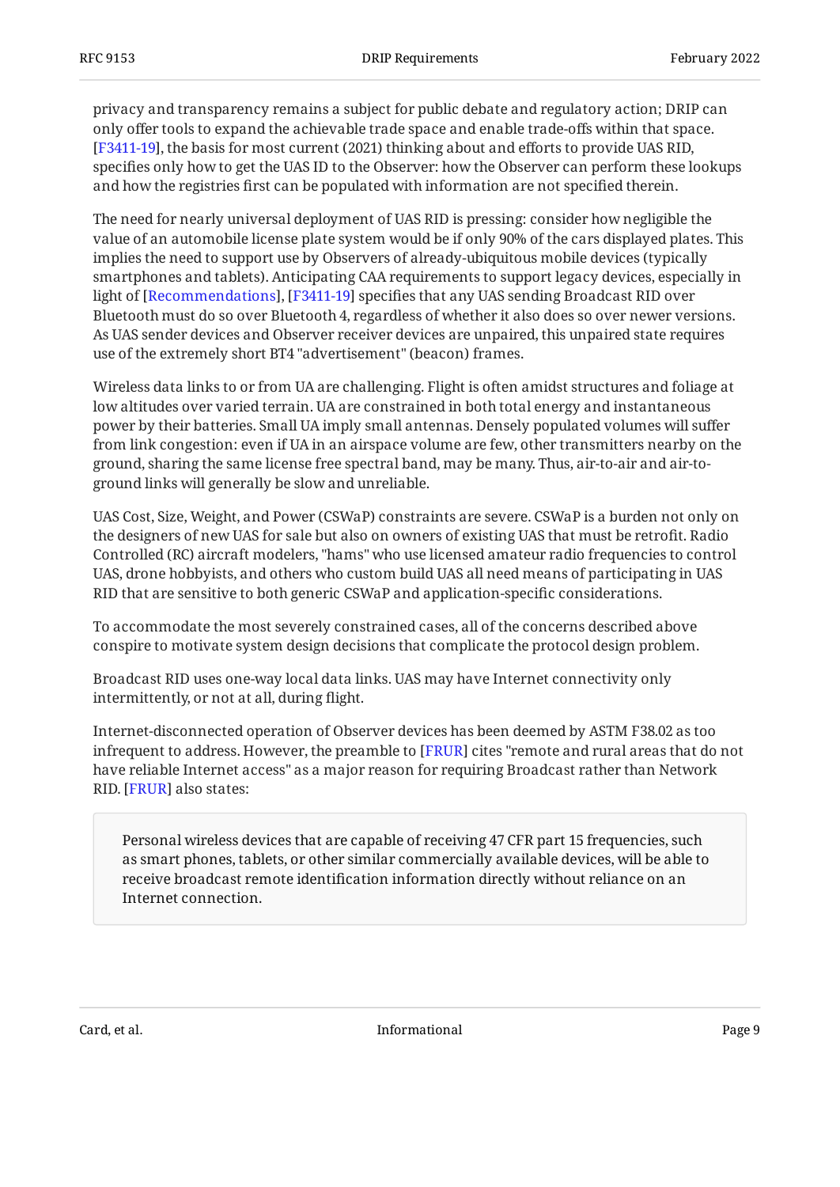privacy and transparency remains a subject for public debate and regulatory action; DRIP can only offer tools to expand the achievable trade space and enable trade-offs within that space. [F3411-19], the basis for most current (2021) thinking about and efforts to provide UAS RID, specifies only how to get the UAS ID to the Observer: how the Observer can perform these lookups and how the registries first can be populated with information are not specified therein.

The need for nearly universal deployment of UAS RID is pressing: consider how negligible the value of an automobile license plate system would be if only 90% of the cars displayed plates. This implies the need to support use by Observers of already-ubiquitous mobile devices (typically smartphones and tablets). Anticipating CAA requirements to support legacy devices, especially in light of [Recommendations], [F3411-19] specifies that any UAS sending Broadcast RID over Bluetooth must do so over Bluetooth 4, regardless of whether it also does so over newer versions. As UAS sender devices and Observer receiver devices are unpaired, this unpaired state requires use of the extremely short BT4 "advertisement" (beacon) frames.

Wireless data links to or from UA are challenging. Flight is often amidst structures and foliage at low altitudes over varied terrain. UA are constrained in both total energy and instantaneous power by their batteries. Small UA imply small antennas. Densely populated volumes will suffer from link congestion: even if UA in an airspace volume are few, other transmitters nearby on the ground, sharing the same license free spectral band, may be many. Thus, air-to-air and air-to-ground links will generally be slow and unreliable.

UAS Cost, Size, Weight, and Power (CSWaP) constraints are severe. CSWaP is a burden not only on the designers of new UAS for sale but also on owners of existing UAS that must be retrofit. Radio Controlled (RC) aircraft modelers, "hams" who use licensed amateur radio frequencies to control UAS, drone hobbyists, and others who custom build UAS all need means of participating in UAS RID that are sensitive to both generic CSWaP and application-specific considerations.

To accommodate the most severely constrained cases, all of the concerns described above conspire to motivate system design decisions that complicate the protocol design problem.

Broadcast RID uses one-way local data links. UAS may have Internet connectivity only intermittently, or not at all, during flight.

Internet-disconnected operation of Observer devices has been deemed by ASTM F38.02 as too infrequent to address. However, the preamble to [FRUR] cites "remote and rural areas that do not have reliable Internet access" as a major reason for requiring Broadcast rather than Network RID. [FRUR] also states:

> Personal wireless devices that are capable of receiving 47 CFR part 15 frequencies, such as smart phones, tablets, or other similar commercially available devices, will be able to receive broadcast remote identification information directly without reliance on an Internet connection.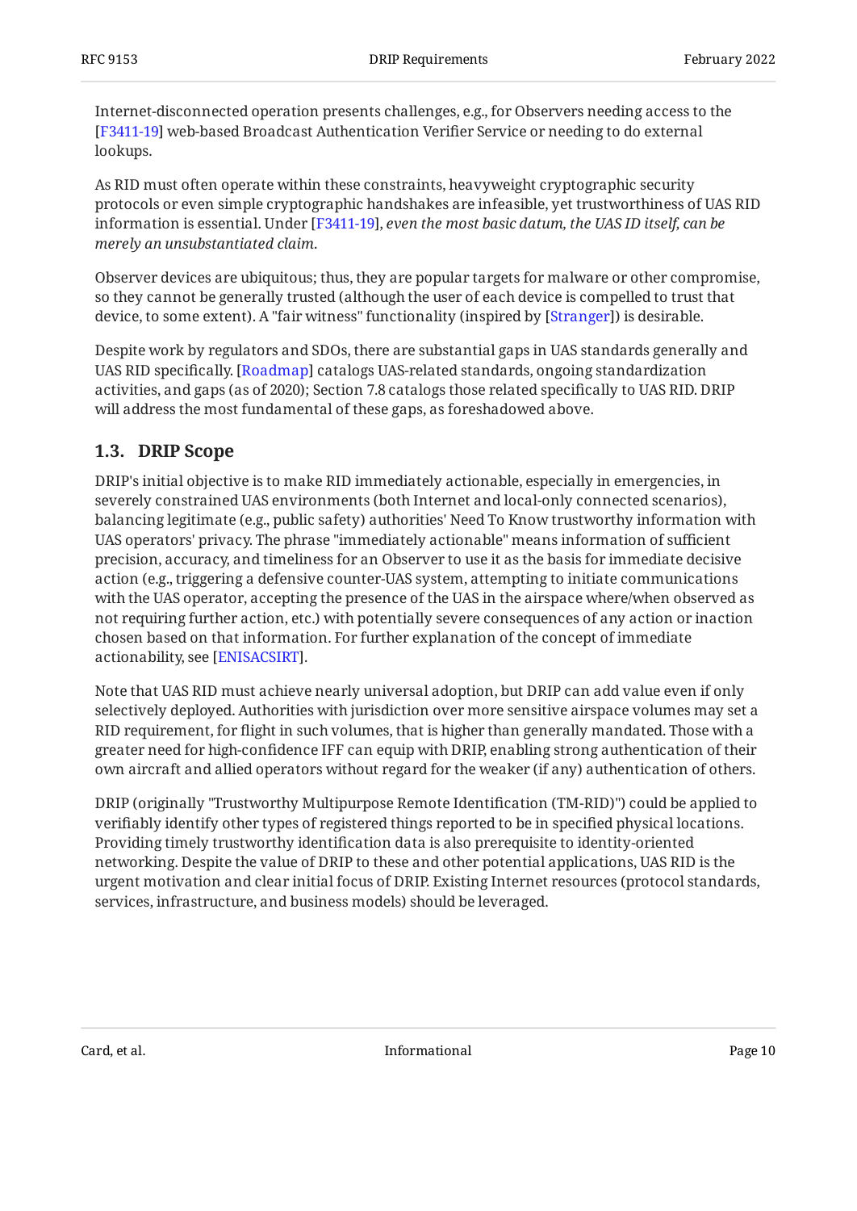Internet-disconnected operation presents challenges, e.g., for Observers needing access to the [F3411-19] web-based Broadcast Authentication Verifier Service or needing to do external lookups.

As RID must often operate within these constraints, heavyweight cryptographic security protocols or even simple cryptographic handshakes are infeasible, yet trustworthiness of UAS RID information is essential. Under [F3411-19], *even the most basic datum, the UAS ID itself, can be merely an unsubstantiated claim.*

Observer devices are ubiquitous; thus, they are popular targets for malware or other compromise, so they cannot be generally trusted (although the user of each device is compelled to trust that device, to some extent). A "fair witness" functionality (inspired by [Stranger]) is desirable.

Despite work by regulators and SDOs, there are substantial gaps in UAS standards generally and UAS RID specifically. [Roadmap] catalogs UAS-related standards, ongoing standardization activities, and gaps (as of 2020); Section 7.8 catalogs those related specifically to UAS RID. DRIP will address the most fundamental of these gaps, as foreshadowed above.

### 1.3. DRIP Scope

DRIP's initial objective is to make RID immediately actionable, especially in emergencies, in severely constrained UAS environments (both Internet and local-only connected scenarios), balancing legitimate (e.g., public safety) authorities' Need To Know trustworthy information with UAS operators' privacy. The phrase "immediately actionable" means information of sufficient precision, accuracy, and timeliness for an Observer to use it as the basis for immediate decisive action (e.g., triggering a defensive counter-UAS system, attempting to initiate communications with the UAS operator, accepting the presence of the UAS in the airspace where/when observed as not requiring further action, etc.) with potentially severe consequences of any action or inaction chosen based on that information. For further explanation of the concept of immediate actionability, see [ENISACSIRT].

Note that UAS RID must achieve nearly universal adoption, but DRIP can add value even if only selectively deployed. Authorities with jurisdiction over more sensitive airspace volumes may set a RID requirement, for flight in such volumes, that is higher than generally mandated. Those with a greater need for high-confidence IFF can equip with DRIP, enabling strong authentication of their own aircraft and allied operators without regard for the weaker (if any) authentication of others.

DRIP (originally "Trustworthy Multipurpose Remote Identification (TM-RID)") could be applied to verifiably identify other types of registered things reported to be in specified physical locations. Providing timely trustworthy identification data is also prerequisite to identity-oriented networking. Despite the value of DRIP to these and other potential applications, UAS RID is the urgent motivation and clear initial focus of DRIP. Existing Internet resources (protocol standards, services, infrastructure, and business models) should be leveraged.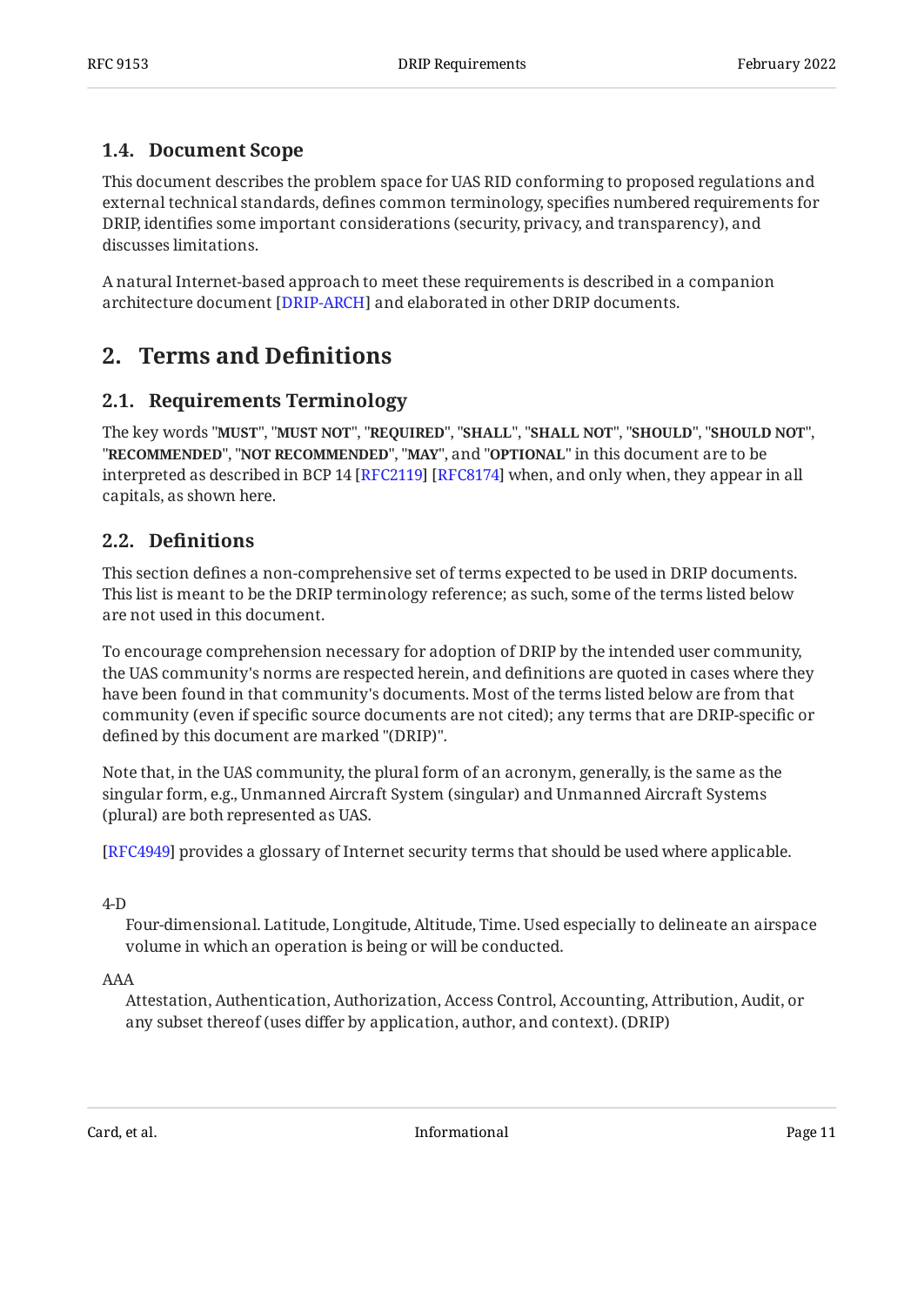### 1.4. Document Scope

This document describes the problem space for UAS RID conforming to proposed regulations and external technical standards, defines common terminology, specifies numbered requirements for DRIP, identifies some important considerations (security, privacy, and transparency), and discusses limitations.

A natural Internet-based approach to meet these requirements is described in a companion architecture document [DRIP-ARCH] and elaborated in other DRIP documents.

## 2. Terms and Definitions

### 2.1. Requirements Terminology

The key words "**MUST**", "**MUST NOT**", "**REQUIRED**", "**SHALL**", "**SHALL NOT**", "**SHOULD**", "**SHOULD NOT**", "**RECOMMENDED**", "**NOT RECOMMENDED**", "**MAY**", and "**OPTIONAL**" in this document are to be interpreted as described in BCP 14 [RFC2119] [RFC8174] when, and only when, they appear in all capitals, as shown here.

### 2.2. Definitions

This section defines a non-comprehensive set of terms expected to be used in DRIP documents. This list is meant to be the DRIP terminology reference; as such, some of the terms listed below are not used in this document.

To encourage comprehension necessary for adoption of DRIP by the intended user community, the UAS community's norms are respected herein, and definitions are quoted in cases where they have been found in that community's documents. Most of the terms listed below are from that community (even if specific source documents are not cited); any terms that are DRIP-specific or defined by this document are marked "(DRIP)".

Note that, in the UAS community, the plural form of an acronym, generally, is the same as the singular form, e.g., Unmanned Aircraft System (singular) and Unmanned Aircraft Systems (plural) are both represented as UAS.

[RFC4949] provides a glossary of Internet security terms that should be used where applicable.

4-D
: Four-dimensional. Latitude, Longitude, Altitude, Time. Used especially to delineate an airspace volume in which an operation is being or will be conducted.

AAA
: Attestation, Authentication, Authorization, Access Control, Accounting, Attribution, Audit, or any subset thereof (uses differ by application, author, and context). (DRIP)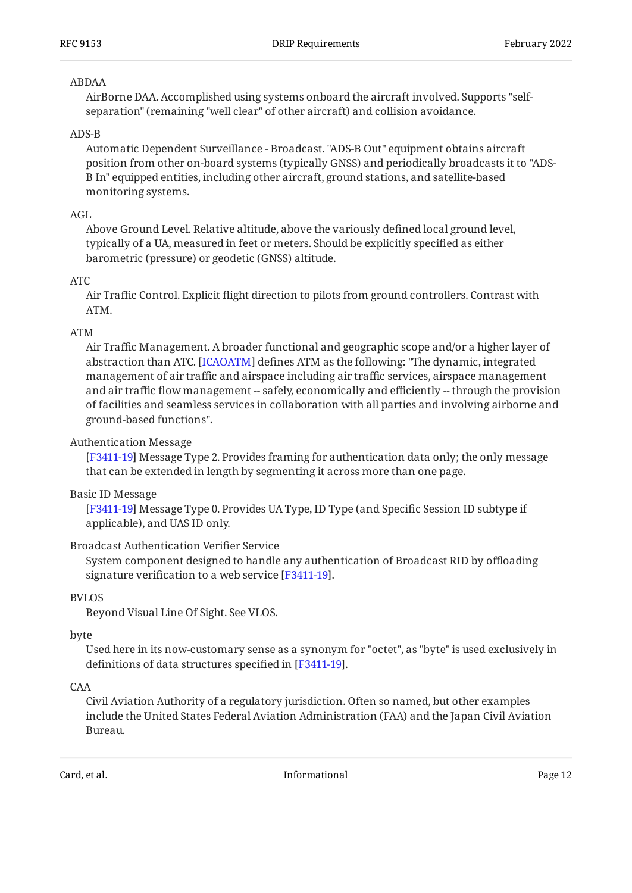ABDAA
: AirBorne DAA. Accomplished using systems onboard the aircraft involved. Supports "self-separation" (remaining "well clear" of other aircraft) and collision avoidance.

ADS-B
: Automatic Dependent Surveillance - Broadcast. "ADS-B Out" equipment obtains aircraft position from other on-board systems (typically GNSS) and periodically broadcasts it to "ADS-B In" equipped entities, including other aircraft, ground stations, and satellite-based monitoring systems.

AGL
: Above Ground Level. Relative altitude, above the variously defined local ground level, typically of a UA, measured in feet or meters. Should be explicitly specified as either barometric (pressure) or geodetic (GNSS) altitude.

ATC
: Air Traffic Control. Explicit flight direction to pilots from ground controllers. Contrast with ATM.

ATM
: Air Traffic Management. A broader functional and geographic scope and/or a higher layer of abstraction than ATC. [ICAOATM] defines ATM as the following: "The dynamic, integrated management of air traffic and airspace including air traffic services, airspace management and air traffic flow management -- safely, economically and efficiently -- through the provision of facilities and seamless services in collaboration with all parties and involving airborne and ground-based functions".

Authentication Message
: [F3411-19] Message Type 2. Provides framing for authentication data only; the only message that can be extended in length by segmenting it across more than one page.

Basic ID Message
: [F3411-19] Message Type 0. Provides UA Type, ID Type (and Specific Session ID subtype if applicable), and UAS ID only.

Broadcast Authentication Verifier Service
: System component designed to handle any authentication of Broadcast RID by offloading signature verification to a web service [F3411-19].

BVLOS
: Beyond Visual Line Of Sight. See VLOS.

byte
: Used here in its now-customary sense as a synonym for "octet", as "byte" is used exclusively in definitions of data structures specified in [F3411-19].

CAA
: Civil Aviation Authority of a regulatory jurisdiction. Often so named, but other examples include the United States Federal Aviation Administration (FAA) and the Japan Civil Aviation Bureau.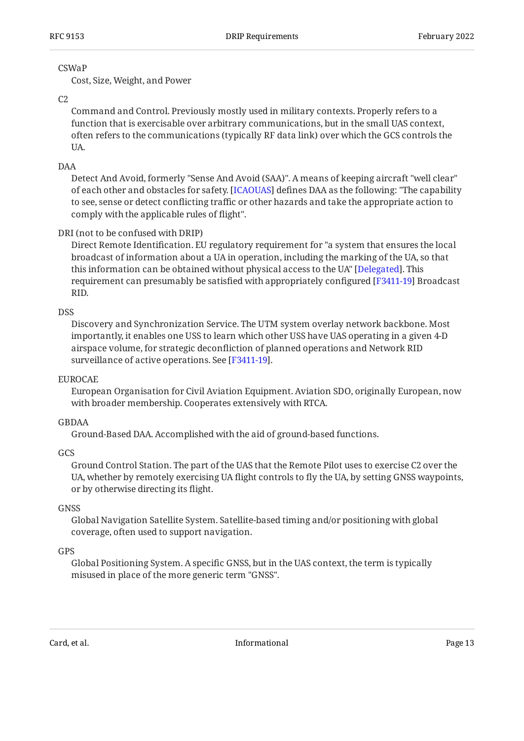CSWaP
: Cost, Size, Weight, and Power

C2
: Command and Control. Previously mostly used in military contexts. Properly refers to a function that is exercisable over arbitrary communications, but in the small UAS context, often refers to the communications (typically RF data link) over which the GCS controls the UA.

DAA
: Detect And Avoid, formerly "Sense And Avoid (SAA)". A means of keeping aircraft "well clear" of each other and obstacles for safety. [ICAOUAS] defines DAA as the following: "The capability to see, sense or detect conflicting traffic or other hazards and take the appropriate action to comply with the applicable rules of flight".

DRI (not to be confused with DRIP)
: Direct Remote Identification. EU regulatory requirement for "a system that ensures the local broadcast of information about a UA in operation, including the marking of the UA, so that this information can be obtained without physical access to the UA" [Delegated]. This requirement can presumably be satisfied with appropriately configured [F3411-19] Broadcast RID.

DSS
: Discovery and Synchronization Service. The UTM system overlay network backbone. Most importantly, it enables one USS to learn which other USS have UAS operating in a given 4-D airspace volume, for strategic deconfliction of planned operations and Network RID surveillance of active operations. See [F3411-19].

EUROCAE
: European Organisation for Civil Aviation Equipment. Aviation SDO, originally European, now with broader membership. Cooperates extensively with RTCA.

GBDAA
: Ground-Based DAA. Accomplished with the aid of ground-based functions.

GCS
: Ground Control Station. The part of the UAS that the Remote Pilot uses to exercise C2 over the UA, whether by remotely exercising UA flight controls to fly the UA, by setting GNSS waypoints, or by otherwise directing its flight.

GNSS
: Global Navigation Satellite System. Satellite-based timing and/or positioning with global coverage, often used to support navigation.

GPS
: Global Positioning System. A specific GNSS, but in the UAS context, the term is typically misused in place of the more generic term "GNSS".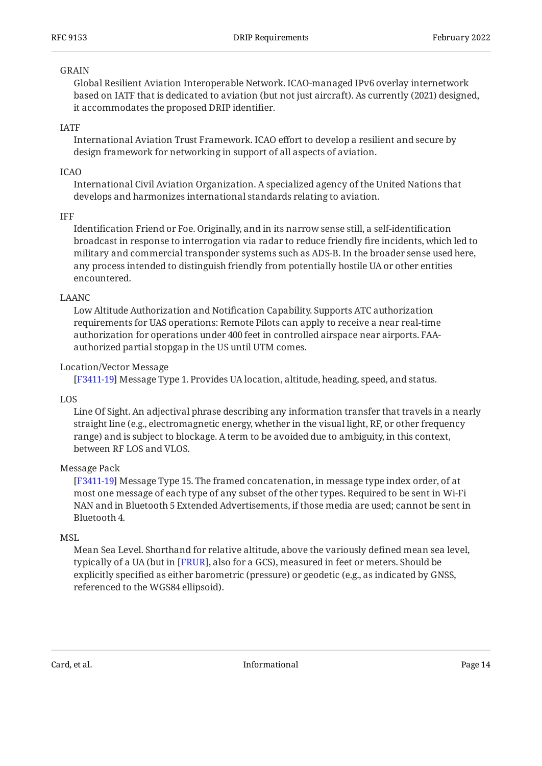GRAIN
: Global Resilient Aviation Interoperable Network. ICAO-managed IPv6 overlay internetwork based on IATF that is dedicated to aviation (but not just aircraft). As currently (2021) designed, it accommodates the proposed DRIP identifier.

IATF
: International Aviation Trust Framework. ICAO effort to develop a resilient and secure by design framework for networking in support of all aspects of aviation.

ICAO
: International Civil Aviation Organization. A specialized agency of the United Nations that develops and harmonizes international standards relating to aviation.

IFF
: Identification Friend or Foe. Originally, and in its narrow sense still, a self-identification broadcast in response to interrogation via radar to reduce friendly fire incidents, which led to military and commercial transponder systems such as ADS-B. In the broader sense used here, any process intended to distinguish friendly from potentially hostile UA or other entities encountered.

LAANC
: Low Altitude Authorization and Notification Capability. Supports ATC authorization requirements for UAS operations: Remote Pilots can apply to receive a near real-time authorization for operations under 400 feet in controlled airspace near airports. FAA-authorized partial stopgap in the US until UTM comes.

Location/Vector Message
: [F3411-19] Message Type 1. Provides UA location, altitude, heading, speed, and status.

LOS
: Line Of Sight. An adjectival phrase describing any information transfer that travels in a nearly straight line (e.g., electromagnetic energy, whether in the visual light, RF, or other frequency range) and is subject to blockage. A term to be avoided due to ambiguity, in this context, between RF LOS and VLOS.

Message Pack
: [F3411-19] Message Type 15. The framed concatenation, in message type index order, of at most one message of each type of any subset of the other types. Required to be sent in Wi-Fi NAN and in Bluetooth 5 Extended Advertisements, if those media are used; cannot be sent in Bluetooth 4.

MSL
: Mean Sea Level. Shorthand for relative altitude, above the variously defined mean sea level, typically of a UA (but in [FRUR], also for a GCS), measured in feet or meters. Should be explicitly specified as either barometric (pressure) or geodetic (e.g., as indicated by GNSS, referenced to the WGS84 ellipsoid).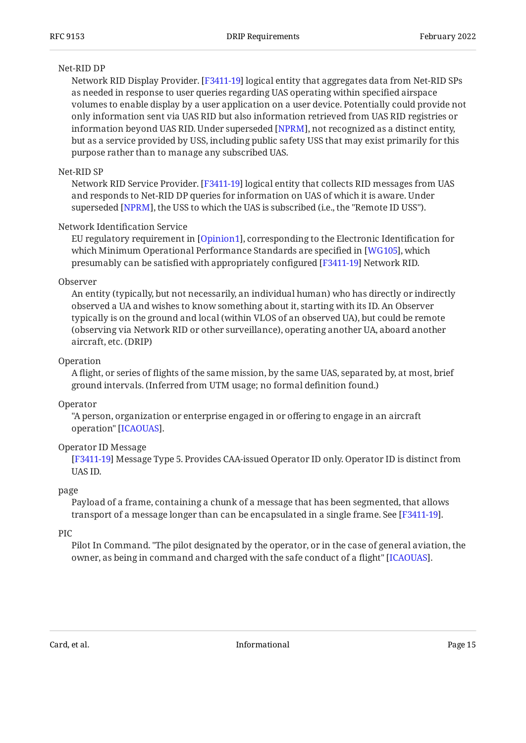Net-RID DP
: Network RID Display Provider. [F3411-19] logical entity that aggregates data from Net-RID SPs as needed in response to user queries regarding UAS operating within specified airspace volumes to enable display by a user application on a user device. Potentially could provide not only information sent via UAS RID but also information retrieved from UAS RID registries or information beyond UAS RID. Under superseded [NPRM], not recognized as a distinct entity, but as a service provided by USS, including public safety USS that may exist primarily for this purpose rather than to manage any subscribed UAS.

Net-RID SP
: Network RID Service Provider. [F3411-19] logical entity that collects RID messages from UAS and responds to Net-RID DP queries for information on UAS of which it is aware. Under superseded [NPRM], the USS to which the UAS is subscribed (i.e., the "Remote ID USS").

Network Identification Service
: EU regulatory requirement in [Opinion1], corresponding to the Electronic Identification for which Minimum Operational Performance Standards are specified in [WG105], which presumably can be satisfied with appropriately configured [F3411-19] Network RID.

Observer
: An entity (typically, but not necessarily, an individual human) who has directly or indirectly observed a UA and wishes to know something about it, starting with its ID. An Observer typically is on the ground and local (within VLOS of an observed UA), but could be remote (observing via Network RID or other surveillance), operating another UA, aboard another aircraft, etc. (DRIP)

Operation
: A flight, or series of flights of the same mission, by the same UAS, separated by, at most, brief ground intervals. (Inferred from UTM usage; no formal definition found.)

Operator
: "A person, organization or enterprise engaged in or offering to engage in an aircraft operation" [ICAOUAS].

Operator ID Message
: [F3411-19] Message Type 5. Provides CAA-issued Operator ID only. Operator ID is distinct from UAS ID.

page
: Payload of a frame, containing a chunk of a message that has been segmented, that allows transport of a message longer than can be encapsulated in a single frame. See [F3411-19].

PIC
: Pilot In Command. "The pilot designated by the operator, or in the case of general aviation, the owner, as being in command and charged with the safe conduct of a flight" [ICAOUAS].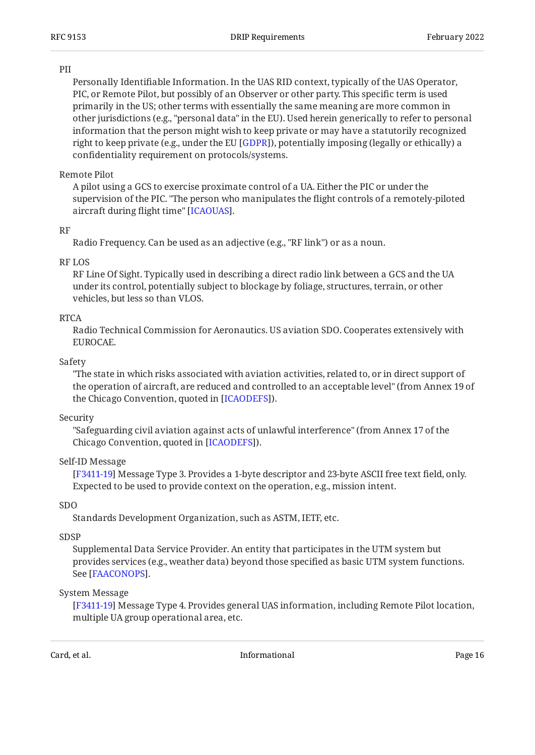PII
: Personally Identifiable Information. In the UAS RID context, typically of the UAS Operator, PIC, or Remote Pilot, but possibly of an Observer or other party. This specific term is used primarily in the US; other terms with essentially the same meaning are more common in other jurisdictions (e.g., "personal data" in the EU). Used herein generically to refer to personal information that the person might wish to keep private or may have a statutorily recognized right to keep private (e.g., under the EU [GDPR]), potentially imposing (legally or ethically) a confidentiality requirement on protocols/systems.

Remote Pilot
: A pilot using a GCS to exercise proximate control of a UA. Either the PIC or under the supervision of the PIC. "The person who manipulates the flight controls of a remotely-piloted aircraft during flight time" [ICAOUAS].

RF
: Radio Frequency. Can be used as an adjective (e.g., "RF link") or as a noun.

RF LOS
: RF Line Of Sight. Typically used in describing a direct radio link between a GCS and the UA under its control, potentially subject to blockage by foliage, structures, terrain, or other vehicles, but less so than VLOS.

RTCA
: Radio Technical Commission for Aeronautics. US aviation SDO. Cooperates extensively with EUROCAE.

Safety
: "The state in which risks associated with aviation activities, related to, or in direct support of the operation of aircraft, are reduced and controlled to an acceptable level" (from Annex 19 of the Chicago Convention, quoted in [ICAODEFS]).

Security
: "Safeguarding civil aviation against acts of unlawful interference" (from Annex 17 of the Chicago Convention, quoted in [ICAODEFS]).

Self-ID Message
: [F3411-19] Message Type 3. Provides a 1-byte descriptor and 23-byte ASCII free text field, only. Expected to be used to provide context on the operation, e.g., mission intent.

SDO
: Standards Development Organization, such as ASTM, IETF, etc.

SDSP
: Supplemental Data Service Provider. An entity that participates in the UTM system but provides services (e.g., weather data) beyond those specified as basic UTM system functions. See [FAACONOPS].

System Message
: [F3411-19] Message Type 4. Provides general UAS information, including Remote Pilot location, multiple UA group operational area, etc.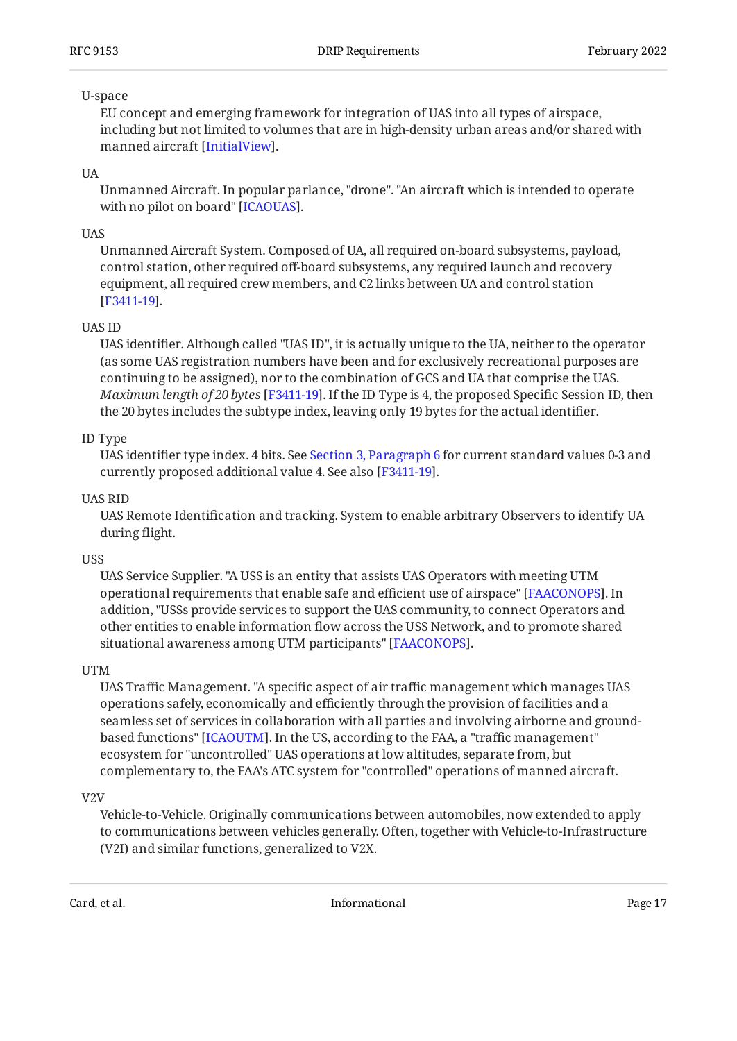U-space
: EU concept and emerging framework for integration of UAS into all types of airspace, including but not limited to volumes that are in high-density urban areas and/or shared with manned aircraft [InitialView].

UA
: Unmanned Aircraft. In popular parlance, "drone". "An aircraft which is intended to operate with no pilot on board" [ICAOUAS].

UAS
: Unmanned Aircraft System. Composed of UA, all required on-board subsystems, payload, control station, other required off-board subsystems, any required launch and recovery equipment, all required crew members, and C2 links between UA and control station [F3411-19].

UAS ID
: UAS identifier. Although called "UAS ID", it is actually unique to the UA, neither to the operator (as some UAS registration numbers have been and for exclusively recreational purposes are continuing to be assigned), nor to the combination of GCS and UA that comprise the UAS. *Maximum length of 20 bytes* [F3411-19]. If the ID Type is 4, the proposed Specific Session ID, then the 20 bytes includes the subtype index, leaving only 19 bytes for the actual identifier.

ID Type
: UAS identifier type index. 4 bits. See Section 3, Paragraph 6 for current standard values 0-3 and currently proposed additional value 4. See also [F3411-19].

UAS RID
: UAS Remote Identification and tracking. System to enable arbitrary Observers to identify UA during flight.

USS
: UAS Service Supplier. "A USS is an entity that assists UAS Operators with meeting UTM operational requirements that enable safe and efficient use of airspace" [FAACONOPS]. In addition, "USSs provide services to support the UAS community, to connect Operators and other entities to enable information flow across the USS Network, and to promote shared situational awareness among UTM participants" [FAACONOPS].

UTM
: UAS Traffic Management. "A specific aspect of air traffic management which manages UAS operations safely, economically and efficiently through the provision of facilities and a seamless set of services in collaboration with all parties and involving airborne and ground-based functions" [ICAOUTM]. In the US, according to the FAA, a "traffic management" ecosystem for "uncontrolled" UAS operations at low altitudes, separate from, but complementary to, the FAA's ATC system for "controlled" operations of manned aircraft.

V2V
: Vehicle-to-Vehicle. Originally communications between automobiles, now extended to apply to communications between vehicles generally. Often, together with Vehicle-to-Infrastructure (V2I) and similar functions, generalized to V2X.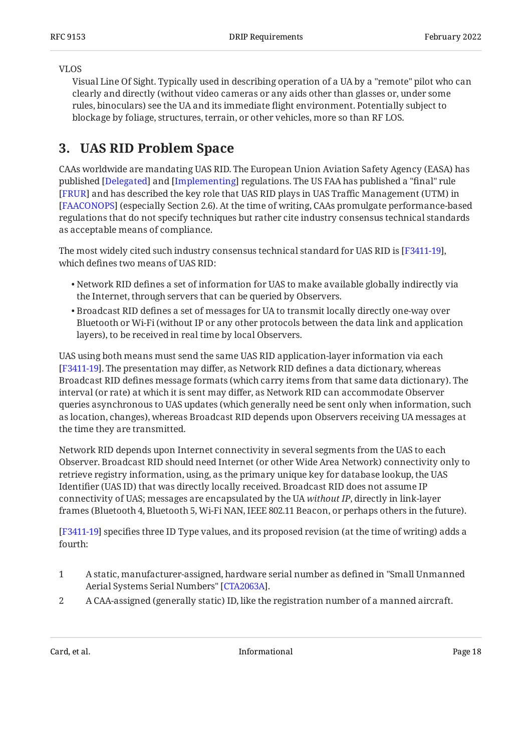VLOS
  Visual Line Of Sight. Typically used in describing operation of a UA by a "remote" pilot who can clearly and directly (without video cameras or any aids other than glasses or, under some rules, binoculars) see the UA and its immediate flight environment. Potentially subject to blockage by foliage, structures, terrain, or other vehicles, more so than RF LOS.

## 3. UAS RID Problem Space

CAAs worldwide are mandating UAS RID. The European Union Aviation Safety Agency (EASA) has published [Delegated] and [Implementing] regulations. The US FAA has published a "final" rule [FRUR] and has described the key role that UAS RID plays in UAS Traffic Management (UTM) in [FAACONOPS] (especially Section 2.6). At the time of writing, CAAs promulgate performance-based regulations that do not specify techniques but rather cite industry consensus technical standards as acceptable means of compliance.

The most widely cited such industry consensus technical standard for UAS RID is [F3411-19], which defines two means of UAS RID:

- Network RID defines a set of information for UAS to make available globally indirectly via the Internet, through servers that can be queried by Observers.
- Broadcast RID defines a set of messages for UA to transmit locally directly one-way over Bluetooth or Wi-Fi (without IP or any other protocols between the data link and application layers), to be received in real time by local Observers.

UAS using both means must send the same UAS RID application-layer information via each [F3411-19]. The presentation may differ, as Network RID defines a data dictionary, whereas Broadcast RID defines message formats (which carry items from that same data dictionary). The interval (or rate) at which it is sent may differ, as Network RID can accommodate Observer queries asynchronous to UAS updates (which generally need be sent only when information, such as location, changes), whereas Broadcast RID depends upon Observers receiving UA messages at the time they are transmitted.

Network RID depends upon Internet connectivity in several segments from the UAS to each Observer. Broadcast RID should need Internet (or other Wide Area Network) connectivity only to retrieve registry information, using, as the primary unique key for database lookup, the UAS Identifier (UAS ID) that was directly locally received. Broadcast RID does not assume IP connectivity of UAS; messages are encapsulated by the UA *without IP*, directly in link-layer frames (Bluetooth 4, Bluetooth 5, Wi-Fi NAN, IEEE 802.11 Beacon, or perhaps others in the future).

[F3411-19] specifies three ID Type values, and its proposed revision (at the time of writing) adds a fourth:

1. A static, manufacturer-assigned, hardware serial number as defined in "Small Unmanned Aerial Systems Serial Numbers" [CTA2063A].
2. A CAA-assigned (generally static) ID, like the registration number of a manned aircraft.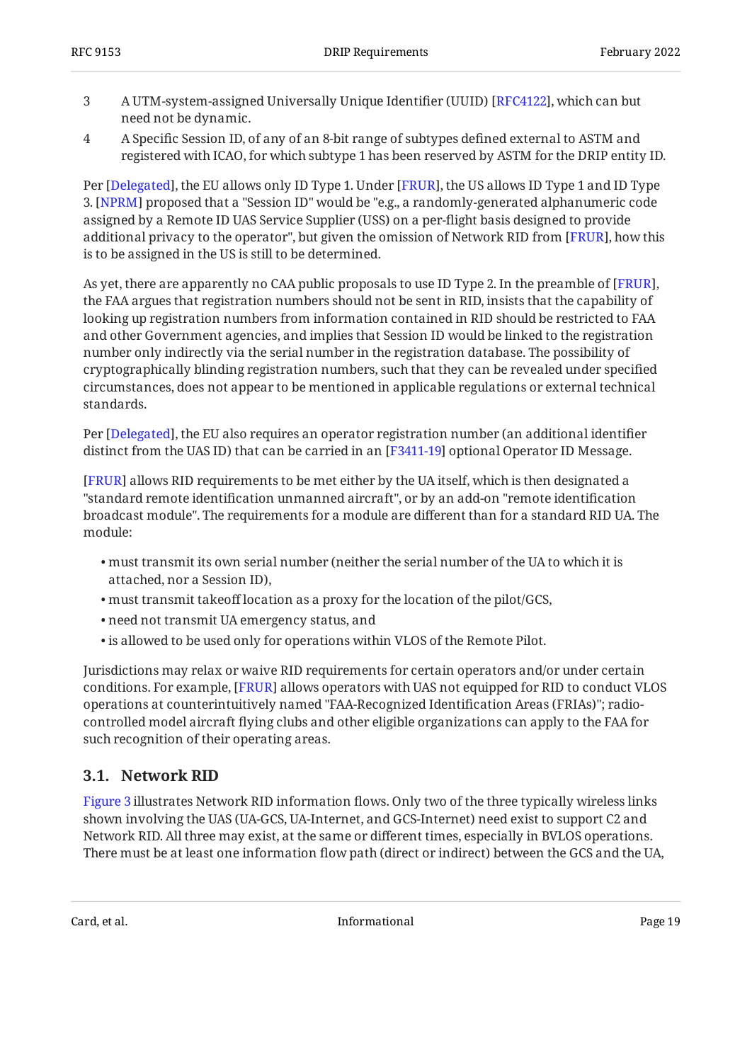3 A UTM-system-assigned Universally Unique Identifier (UUID) [RFC4122], which can but need not be dynamic.

4 A Specific Session ID, of any of an 8-bit range of subtypes defined external to ASTM and registered with ICAO, for which subtype 1 has been reserved by ASTM for the DRIP entity ID.

Per [Delegated], the EU allows only ID Type 1. Under [FRUR], the US allows ID Type 1 and ID Type 3. [NPRM] proposed that a "Session ID" would be "e.g., a randomly-generated alphanumeric code assigned by a Remote ID UAS Service Supplier (USS) on a per-flight basis designed to provide additional privacy to the operator", but given the omission of Network RID from [FRUR], how this is to be assigned in the US is still to be determined.

As yet, there are apparently no CAA public proposals to use ID Type 2. In the preamble of [FRUR], the FAA argues that registration numbers should not be sent in RID, insists that the capability of looking up registration numbers from information contained in RID should be restricted to FAA and other Government agencies, and implies that Session ID would be linked to the registration number only indirectly via the serial number in the registration database. The possibility of cryptographically blinding registration numbers, such that they can be revealed under specified circumstances, does not appear to be mentioned in applicable regulations or external technical standards.

Per [Delegated], the EU also requires an operator registration number (an additional identifier distinct from the UAS ID) that can be carried in an [F3411-19] optional Operator ID Message.

[FRUR] allows RID requirements to be met either by the UA itself, which is then designated a "standard remote identification unmanned aircraft", or by an add-on "remote identification broadcast module". The requirements for a module are different than for a standard RID UA. The module:

- must transmit its own serial number (neither the serial number of the UA to which it is attached, nor a Session ID),
- must transmit takeoff location as a proxy for the location of the pilot/GCS,
- need not transmit UA emergency status, and
- is allowed to be used only for operations within VLOS of the Remote Pilot.

Jurisdictions may relax or waive RID requirements for certain operators and/or under certain conditions. For example, [FRUR] allows operators with UAS not equipped for RID to conduct VLOS operations at counterintuitively named "FAA-Recognized Identification Areas (FRIAs)"; radio-controlled model aircraft flying clubs and other eligible organizations can apply to the FAA for such recognition of their operating areas.

## 3.1. Network RID

Figure 3 illustrates Network RID information flows. Only two of the three typically wireless links shown involving the UAS (UA-GCS, UA-Internet, and GCS-Internet) need exist to support C2 and Network RID. All three may exist, at the same or different times, especially in BVLOS operations. There must be at least one information flow path (direct or indirect) between the GCS and the UA,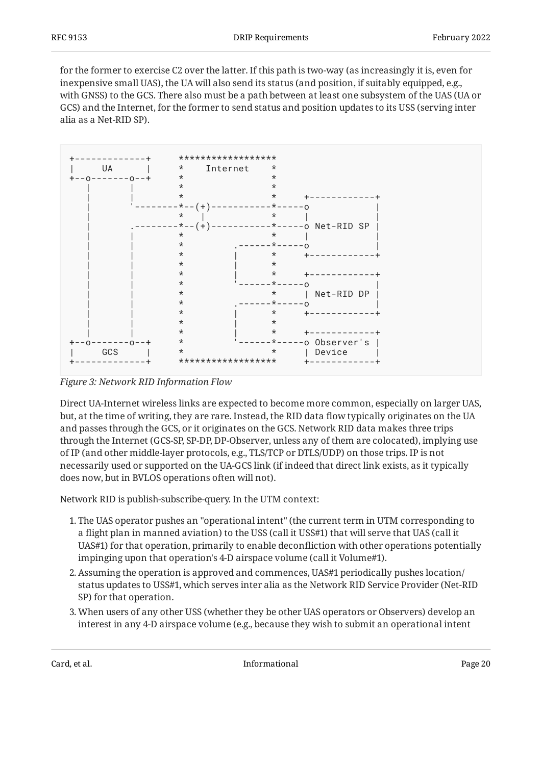for the former to exercise C2 over the latter. If this path is two-way (as increasingly it is, even for inexpensive small UAS), the UA will also send its status (and position, if suitably equipped, e.g., with GNSS) to the GCS. There also must be a path between at least one subsystem of the UAS (UA or GCS) and the Internet, for the former to send status and position updates to its USS (serving inter alia as a Net-RID SP).

```
+-------------+      *****************
|     UA      |      *    Internet   *
+--o-------o--+      *               *
   |       |         *               *
   |       |         *               *     +------------+
   |       '--------*--(+)-----------*-----o            |
   |                 *   |           *     |            |
   |       .--------*--(+)-----------*-----o Net-RID SP |
   |       |         *               *     |            |
   |       |         *         .------*-----o            |
   |       |         *         |     *     +------------+
   |       |         *         |     *
   |       |         *         |     *     +------------+
   |       |         *         '------*-----o            |
   |       |         *               *     | Net-RID DP |
   |       |         *         .------*-----o            |
   |       |         *         |     *     +------------+
   |       |         *         |     *
   |       |         *         |     *     +------------+
+--o-------o--+      *         '------*-----o Observer's |
|     GCS     |      *               *     | Device     |
+-------------+      *****************     +------------+
```

*Figure 3: Network RID Information Flow*

Direct UA-Internet wireless links are expected to become more common, especially on larger UAS, but, at the time of writing, they are rare. Instead, the RID data flow typically originates on the UA and passes through the GCS, or it originates on the GCS. Network RID data makes three trips through the Internet (GCS-SP, SP-DP, DP-Observer, unless any of them are colocated), implying use of IP (and other middle-layer protocols, e.g., TLS/TCP or DTLS/UDP) on those trips. IP is not necessarily used or supported on the UA-GCS link (if indeed that direct link exists, as it typically does now, but in BVLOS operations often will not).

Network RID is publish-subscribe-query. In the UTM context:

1. The UAS operator pushes an "operational intent" (the current term in UTM corresponding to a flight plan in manned aviation) to the USS (call it USS#1) that will serve that UAS (call it UAS#1) for that operation, primarily to enable deconfliction with other operations potentially impinging upon that operation's 4-D airspace volume (call it Volume#1).
2. Assuming the operation is approved and commences, UAS#1 periodically pushes location/status updates to USS#1, which serves inter alia as the Network RID Service Provider (Net-RID SP) for that operation.
3. When users of any other USS (whether they be other UAS operators or Observers) develop an interest in any 4-D airspace volume (e.g., because they wish to submit an operational intent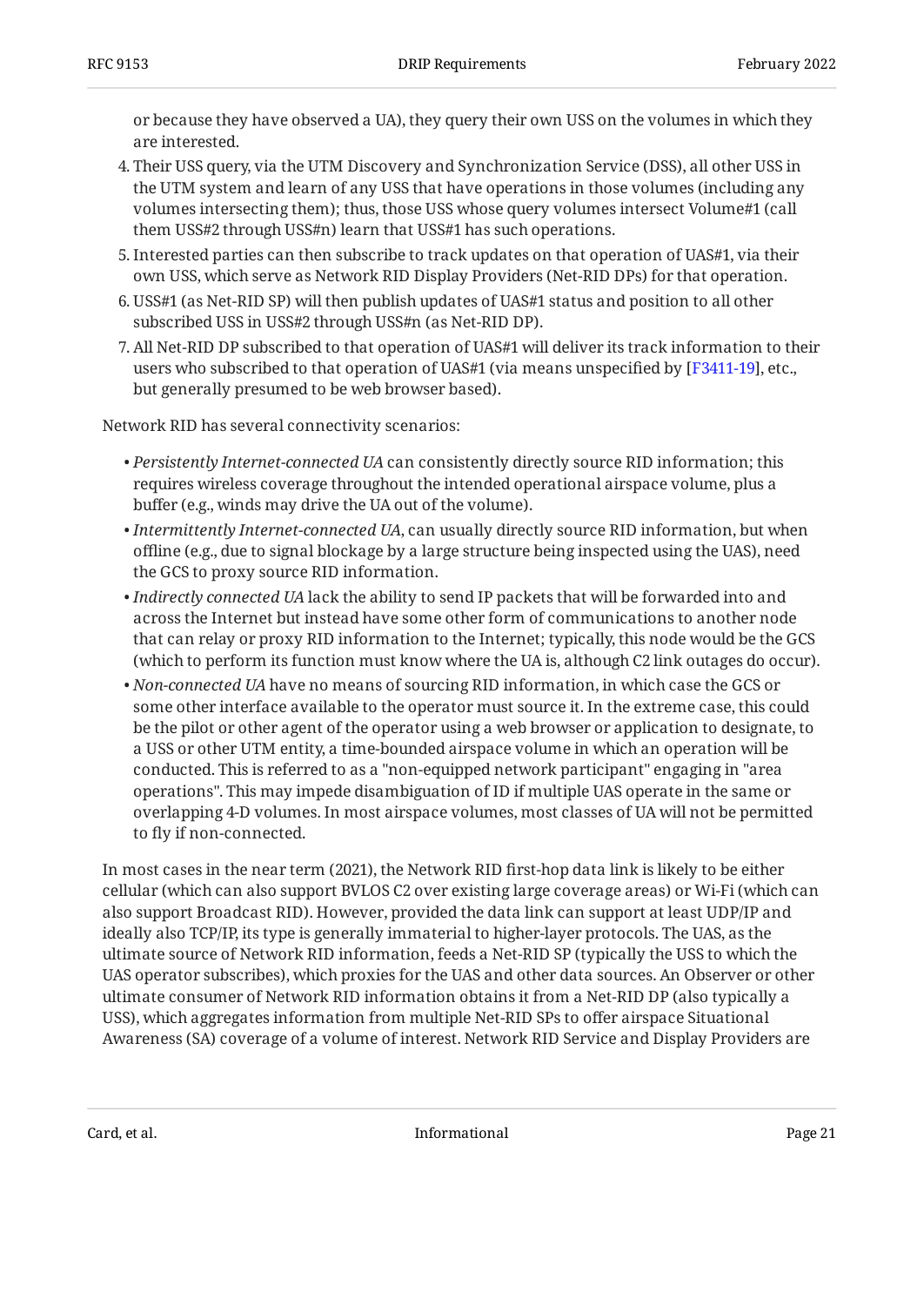or because they have observed a UA), they query their own USS on the volumes in which they are interested.

4. Their USS query, via the UTM Discovery and Synchronization Service (DSS), all other USS in the UTM system and learn of any USS that have operations in those volumes (including any volumes intersecting them); thus, those USS whose query volumes intersect Volume#1 (call them USS#2 through USS#n) learn that USS#1 has such operations.
5. Interested parties can then subscribe to track updates on that operation of UAS#1, via their own USS, which serve as Network RID Display Providers (Net-RID DPs) for that operation.
6. USS#1 (as Net-RID SP) will then publish updates of UAS#1 status and position to all other subscribed USS in USS#2 through USS#n (as Net-RID DP).
7. All Net-RID DP subscribed to that operation of UAS#1 will deliver its track information to their users who subscribed to that operation of UAS#1 (via means unspecified by [F3411-19], etc., but generally presumed to be web browser based).

Network RID has several connectivity scenarios:

- *Persistently Internet-connected UA* can consistently directly source RID information; this requires wireless coverage throughout the intended operational airspace volume, plus a buffer (e.g., winds may drive the UA out of the volume).
- *Intermittently Internet-connected UA*, can usually directly source RID information, but when offline (e.g., due to signal blockage by a large structure being inspected using the UAS), need the GCS to proxy source RID information.
- *Indirectly connected UA* lack the ability to send IP packets that will be forwarded into and across the Internet but instead have some other form of communications to another node that can relay or proxy RID information to the Internet; typically, this node would be the GCS (which to perform its function must know where the UA is, although C2 link outages do occur).
- *Non-connected UA* have no means of sourcing RID information, in which case the GCS or some other interface available to the operator must source it. In the extreme case, this could be the pilot or other agent of the operator using a web browser or application to designate, to a USS or other UTM entity, a time-bounded airspace volume in which an operation will be conducted. This is referred to as a "non-equipped network participant" engaging in "area operations". This may impede disambiguation of ID if multiple UAS operate in the same or overlapping 4-D volumes. In most airspace volumes, most classes of UA will not be permitted to fly if non-connected.

In most cases in the near term (2021), the Network RID first-hop data link is likely to be either cellular (which can also support BVLOS C2 over existing large coverage areas) or Wi-Fi (which can also support Broadcast RID). However, provided the data link can support at least UDP/IP and ideally also TCP/IP, its type is generally immaterial to higher-layer protocols. The UAS, as the ultimate source of Network RID information, feeds a Net-RID SP (typically the USS to which the UAS operator subscribes), which proxies for the UAS and other data sources. An Observer or other ultimate consumer of Network RID information obtains it from a Net-RID DP (also typically a USS), which aggregates information from multiple Net-RID SPs to offer airspace Situational Awareness (SA) coverage of a volume of interest. Network RID Service and Display Providers are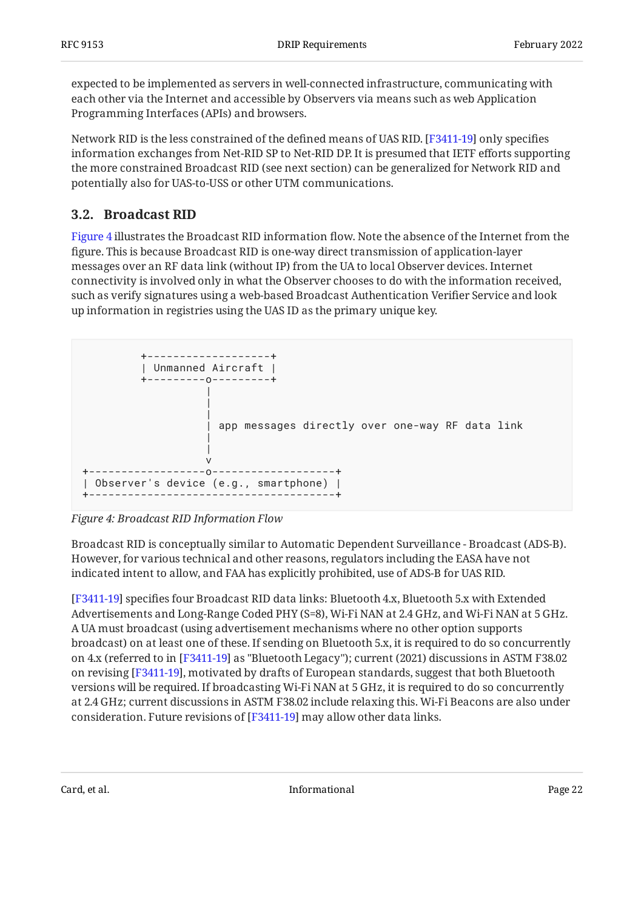expected to be implemented as servers in well-connected infrastructure, communicating with each other via the Internet and accessible by Observers via means such as web Application Programming Interfaces (APIs) and browsers.

Network RID is the less constrained of the defined means of UAS RID. [F3411-19] only specifies information exchanges from Net-RID SP to Net-RID DP. It is presumed that IETF efforts supporting the more constrained Broadcast RID (see next section) can be generalized for Network RID and potentially also for UAS-to-USS or other UTM communications.

### 3.2. Broadcast RID

Figure 4 illustrates the Broadcast RID information flow. Note the absence of the Internet from the figure. This is because Broadcast RID is one-way direct transmission of application-layer messages over an RF data link (without IP) from the UA to local Observer devices. Internet connectivity is involved only in what the Observer chooses to do with the information received, such as verify signatures using a web-based Broadcast Authentication Verifier Service and look up information in registries using the UAS ID as the primary unique key.

```
          +-------------------+
          | Unmanned Aircraft |
          +---------o---------+
                    |
                    |
                    |
                    | app messages directly over one-way RF data link
                    |
                    |
                    v
+------------------o-------------------+
| Observer's device (e.g., smartphone) |
+--------------------------------------+
```

*Figure 4: Broadcast RID Information Flow*

Broadcast RID is conceptually similar to Automatic Dependent Surveillance - Broadcast (ADS-B). However, for various technical and other reasons, regulators including the EASA have not indicated intent to allow, and FAA has explicitly prohibited, use of ADS-B for UAS RID.

[F3411-19] specifies four Broadcast RID data links: Bluetooth 4.x, Bluetooth 5.x with Extended Advertisements and Long-Range Coded PHY (S=8), Wi-Fi NAN at 2.4 GHz, and Wi-Fi NAN at 5 GHz. A UA must broadcast (using advertisement mechanisms where no other option supports broadcast) on at least one of these. If sending on Bluetooth 5.x, it is required to do so concurrently on 4.x (referred to in [F3411-19] as "Bluetooth Legacy"); current (2021) discussions in ASTM F38.02 on revising [F3411-19], motivated by drafts of European standards, suggest that both Bluetooth versions will be required. If broadcasting Wi-Fi NAN at 5 GHz, it is required to do so concurrently at 2.4 GHz; current discussions in ASTM F38.02 include relaxing this. Wi-Fi Beacons are also under consideration. Future revisions of [F3411-19] may allow other data links.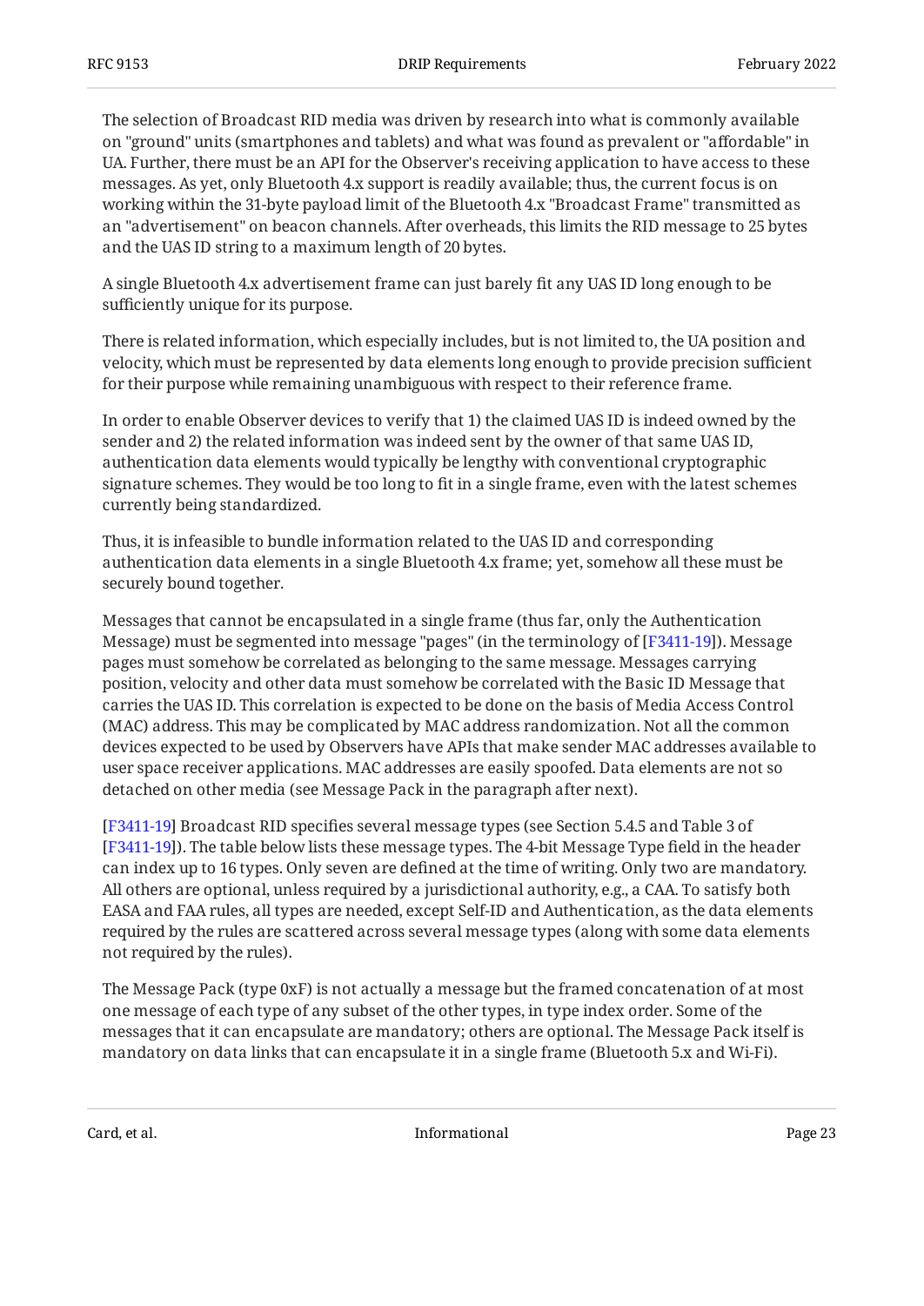The selection of Broadcast RID media was driven by research into what is commonly available on "ground" units (smartphones and tablets) and what was found as prevalent or "affordable" in UA. Further, there must be an API for the Observer's receiving application to have access to these messages. As yet, only Bluetooth 4.x support is readily available; thus, the current focus is on working within the 31-byte payload limit of the Bluetooth 4.x "Broadcast Frame" transmitted as an "advertisement" on beacon channels. After overheads, this limits the RID message to 25 bytes and the UAS ID string to a maximum length of 20 bytes.

A single Bluetooth 4.x advertisement frame can just barely fit any UAS ID long enough to be sufficiently unique for its purpose.

There is related information, which especially includes, but is not limited to, the UA position and velocity, which must be represented by data elements long enough to provide precision sufficient for their purpose while remaining unambiguous with respect to their reference frame.

In order to enable Observer devices to verify that 1) the claimed UAS ID is indeed owned by the sender and 2) the related information was indeed sent by the owner of that same UAS ID, authentication data elements would typically be lengthy with conventional cryptographic signature schemes. They would be too long to fit in a single frame, even with the latest schemes currently being standardized.

Thus, it is infeasible to bundle information related to the UAS ID and corresponding authentication data elements in a single Bluetooth 4.x frame; yet, somehow all these must be securely bound together.

Messages that cannot be encapsulated in a single frame (thus far, only the Authentication Message) must be segmented into message "pages" (in the terminology of [F3411-19]). Message pages must somehow be correlated as belonging to the same message. Messages carrying position, velocity and other data must somehow be correlated with the Basic ID Message that carries the UAS ID. This correlation is expected to be done on the basis of Media Access Control (MAC) address. This may be complicated by MAC address randomization. Not all the common devices expected to be used by Observers have APIs that make sender MAC addresses available to user space receiver applications. MAC addresses are easily spoofed. Data elements are not so detached on other media (see Message Pack in the paragraph after next).

[F3411-19] Broadcast RID specifies several message types (see Section 5.4.5 and Table 3 of [F3411-19]). The table below lists these message types. The 4-bit Message Type field in the header can index up to 16 types. Only seven are defined at the time of writing. Only two are mandatory. All others are optional, unless required by a jurisdictional authority, e.g., a CAA. To satisfy both EASA and FAA rules, all types are needed, except Self-ID and Authentication, as the data elements required by the rules are scattered across several message types (along with some data elements not required by the rules).

The Message Pack (type 0xF) is not actually a message but the framed concatenation of at most one message of each type of any subset of the other types, in type index order. Some of the messages that it can encapsulate are mandatory; others are optional. The Message Pack itself is mandatory on data links that can encapsulate it in a single frame (Bluetooth 5.x and Wi-Fi).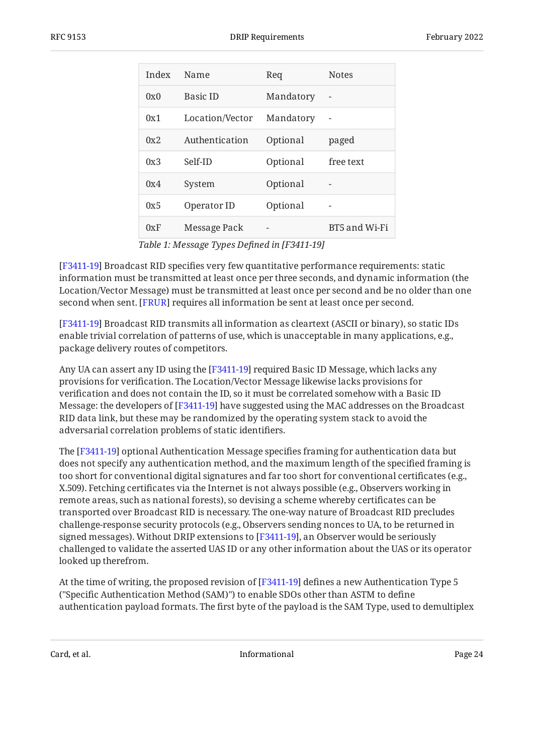| Index | Name | Req | Notes |
| --- | --- | --- | --- |
| 0x0 | Basic ID | Mandatory | - |
| 0x1 | Location/Vector | Mandatory | - |
| 0x2 | Authentication | Optional | paged |
| 0x3 | Self-ID | Optional | free text |
| 0x4 | System | Optional | - |
| 0x5 | Operator ID | Optional | - |
| 0xF | Message Pack | - | BT5 and Wi-Fi |

*Table 1: Message Types Defined in [F3411-19]*

[F3411-19] Broadcast RID specifies very few quantitative performance requirements: static information must be transmitted at least once per three seconds, and dynamic information (the Location/Vector Message) must be transmitted at least once per second and be no older than one second when sent. [FRUR] requires all information be sent at least once per second.

[F3411-19] Broadcast RID transmits all information as cleartext (ASCII or binary), so static IDs enable trivial correlation of patterns of use, which is unacceptable in many applications, e.g., package delivery routes of competitors.

Any UA can assert any ID using the [F3411-19] required Basic ID Message, which lacks any provisions for verification. The Location/Vector Message likewise lacks provisions for verification and does not contain the ID, so it must be correlated somehow with a Basic ID Message: the developers of [F3411-19] have suggested using the MAC addresses on the Broadcast RID data link, but these may be randomized by the operating system stack to avoid the adversarial correlation problems of static identifiers.

The [F3411-19] optional Authentication Message specifies framing for authentication data but does not specify any authentication method, and the maximum length of the specified framing is too short for conventional digital signatures and far too short for conventional certificates (e.g., X.509). Fetching certificates via the Internet is not always possible (e.g., Observers working in remote areas, such as national forests), so devising a scheme whereby certificates can be transported over Broadcast RID is necessary. The one-way nature of Broadcast RID precludes challenge-response security protocols (e.g., Observers sending nonces to UA, to be returned in signed messages). Without DRIP extensions to [F3411-19], an Observer would be seriously challenged to validate the asserted UAS ID or any other information about the UAS or its operator looked up therefrom.

At the time of writing, the proposed revision of [F3411-19] defines a new Authentication Type 5 ("Specific Authentication Method (SAM)") to enable SDOs other than ASTM to define authentication payload formats. The first byte of the payload is the SAM Type, used to demultiplex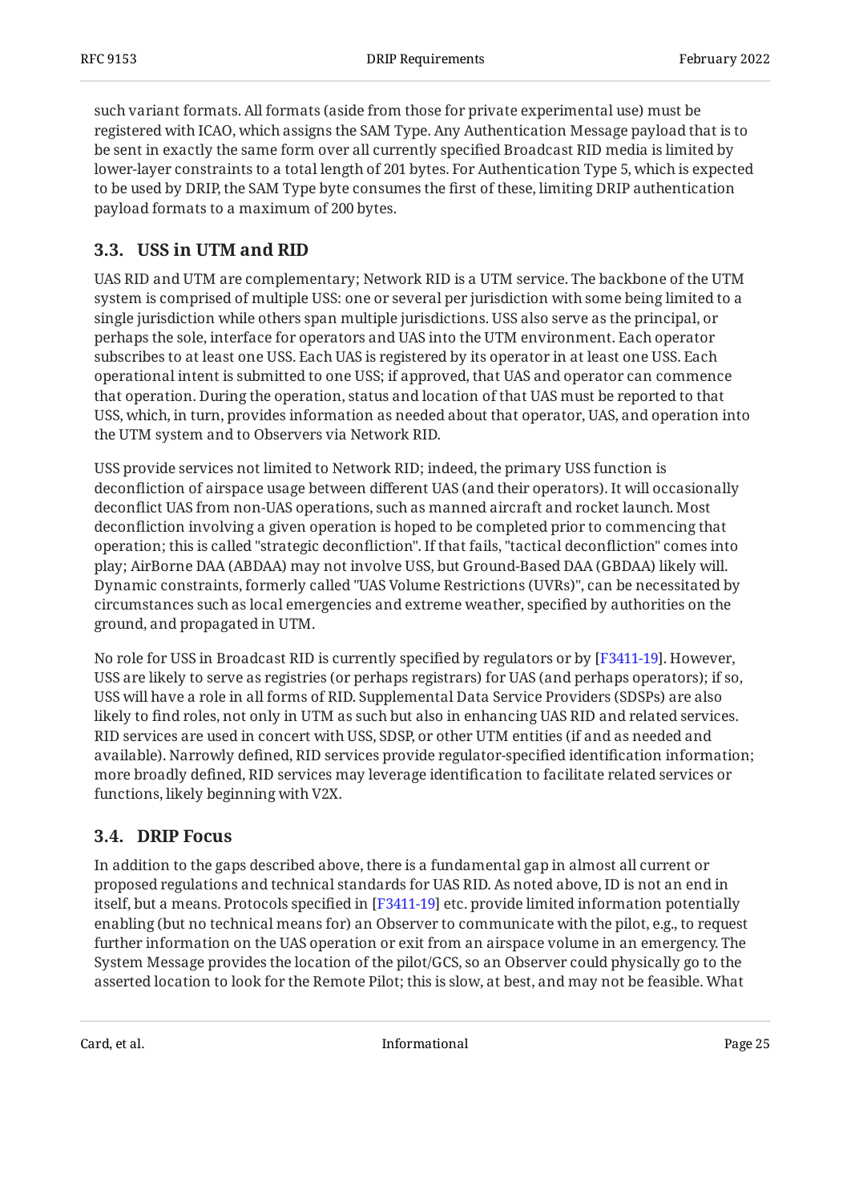such variant formats. All formats (aside from those for private experimental use) must be registered with ICAO, which assigns the SAM Type. Any Authentication Message payload that is to be sent in exactly the same form over all currently specified Broadcast RID media is limited by lower-layer constraints to a total length of 201 bytes. For Authentication Type 5, which is expected to be used by DRIP, the SAM Type byte consumes the first of these, limiting DRIP authentication payload formats to a maximum of 200 bytes.

### 3.3. USS in UTM and RID

UAS RID and UTM are complementary; Network RID is a UTM service. The backbone of the UTM system is comprised of multiple USS: one or several per jurisdiction with some being limited to a single jurisdiction while others span multiple jurisdictions. USS also serve as the principal, or perhaps the sole, interface for operators and UAS into the UTM environment. Each operator subscribes to at least one USS. Each UAS is registered by its operator in at least one USS. Each operational intent is submitted to one USS; if approved, that UAS and operator can commence that operation. During the operation, status and location of that UAS must be reported to that USS, which, in turn, provides information as needed about that operator, UAS, and operation into the UTM system and to Observers via Network RID.

USS provide services not limited to Network RID; indeed, the primary USS function is deconfliction of airspace usage between different UAS (and their operators). It will occasionally deconflict UAS from non-UAS operations, such as manned aircraft and rocket launch. Most deconfliction involving a given operation is hoped to be completed prior to commencing that operation; this is called "strategic deconfliction". If that fails, "tactical deconfliction" comes into play; AirBorne DAA (ABDAA) may not involve USS, but Ground-Based DAA (GBDAA) likely will. Dynamic constraints, formerly called "UAS Volume Restrictions (UVRs)", can be necessitated by circumstances such as local emergencies and extreme weather, specified by authorities on the ground, and propagated in UTM.

No role for USS in Broadcast RID is currently specified by regulators or by [F3411-19]. However, USS are likely to serve as registries (or perhaps registrars) for UAS (and perhaps operators); if so, USS will have a role in all forms of RID. Supplemental Data Service Providers (SDSPs) are also likely to find roles, not only in UTM as such but also in enhancing UAS RID and related services. RID services are used in concert with USS, SDSP, or other UTM entities (if and as needed and available). Narrowly defined, RID services provide regulator-specified identification information; more broadly defined, RID services may leverage identification to facilitate related services or functions, likely beginning with V2X.

### 3.4. DRIP Focus

In addition to the gaps described above, there is a fundamental gap in almost all current or proposed regulations and technical standards for UAS RID. As noted above, ID is not an end in itself, but a means. Protocols specified in [F3411-19] etc. provide limited information potentially enabling (but no technical means for) an Observer to communicate with the pilot, e.g., to request further information on the UAS operation or exit from an airspace volume in an emergency. The System Message provides the location of the pilot/GCS, so an Observer could physically go to the asserted location to look for the Remote Pilot; this is slow, at best, and may not be feasible. What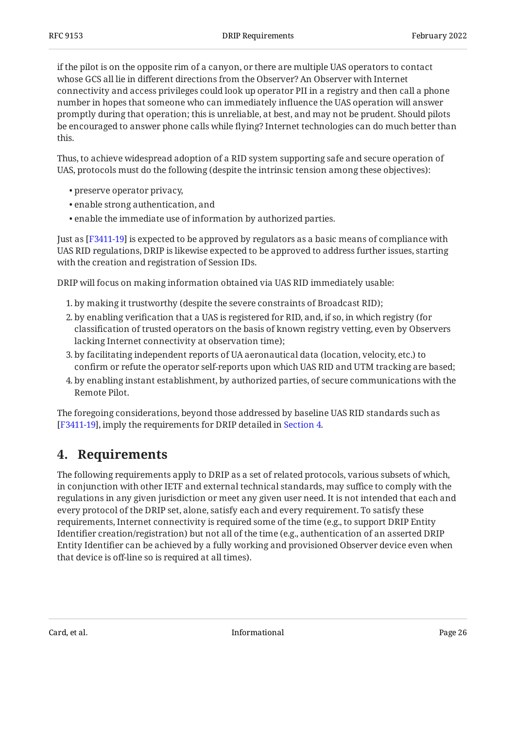if the pilot is on the opposite rim of a canyon, or there are multiple UAS operators to contact whose GCS all lie in different directions from the Observer? An Observer with Internet connectivity and access privileges could look up operator PII in a registry and then call a phone number in hopes that someone who can immediately influence the UAS operation will answer promptly during that operation; this is unreliable, at best, and may not be prudent. Should pilots be encouraged to answer phone calls while flying? Internet technologies can do much better than this.

Thus, to achieve widespread adoption of a RID system supporting safe and secure operation of UAS, protocols must do the following (despite the intrinsic tension among these objectives):

- preserve operator privacy,
- enable strong authentication, and
- enable the immediate use of information by authorized parties.

Just as [F3411-19] is expected to be approved by regulators as a basic means of compliance with UAS RID regulations, DRIP is likewise expected to be approved to address further issues, starting with the creation and registration of Session IDs.

DRIP will focus on making information obtained via UAS RID immediately usable:

1. by making it trustworthy (despite the severe constraints of Broadcast RID);
2. by enabling verification that a UAS is registered for RID, and, if so, in which registry (for classification of trusted operators on the basis of known registry vetting, even by Observers lacking Internet connectivity at observation time);
3. by facilitating independent reports of UA aeronautical data (location, velocity, etc.) to confirm or refute the operator self-reports upon which UAS RID and UTM tracking are based;
4. by enabling instant establishment, by authorized parties, of secure communications with the Remote Pilot.

The foregoing considerations, beyond those addressed by baseline UAS RID standards such as [F3411-19], imply the requirements for DRIP detailed in Section 4.

## 4. Requirements

The following requirements apply to DRIP as a set of related protocols, various subsets of which, in conjunction with other IETF and external technical standards, may suffice to comply with the regulations in any given jurisdiction or meet any given user need. It is not intended that each and every protocol of the DRIP set, alone, satisfy each and every requirement. To satisfy these requirements, Internet connectivity is required some of the time (e.g., to support DRIP Entity Identifier creation/registration) but not all of the time (e.g., authentication of an asserted DRIP Entity Identifier can be achieved by a fully working and provisioned Observer device even when that device is off-line so is required at all times).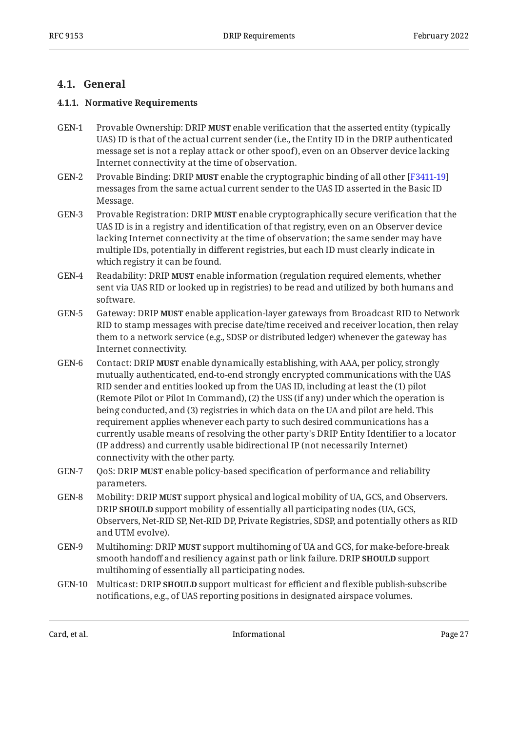## 4.1. General

### 4.1.1. Normative Requirements

GEN-1
: Provable Ownership: DRIP **MUST** enable verification that the asserted entity (typically UAS) ID is that of the actual current sender (i.e., the Entity ID in the DRIP authenticated message set is not a replay attack or other spoof), even on an Observer device lacking Internet connectivity at the time of observation.

GEN-2
: Provable Binding: DRIP **MUST** enable the cryptographic binding of all other [F3411-19] messages from the same actual current sender to the UAS ID asserted in the Basic ID Message.

GEN-3
: Provable Registration: DRIP **MUST** enable cryptographically secure verification that the UAS ID is in a registry and identification of that registry, even on an Observer device lacking Internet connectivity at the time of observation; the same sender may have multiple IDs, potentially in different registries, but each ID must clearly indicate in which registry it can be found.

GEN-4
: Readability: DRIP **MUST** enable information (regulation required elements, whether sent via UAS RID or looked up in registries) to be read and utilized by both humans and software.

GEN-5
: Gateway: DRIP **MUST** enable application-layer gateways from Broadcast RID to Network RID to stamp messages with precise date/time received and receiver location, then relay them to a network service (e.g., SDSP or distributed ledger) whenever the gateway has Internet connectivity.

GEN-6
: Contact: DRIP **MUST** enable dynamically establishing, with AAA, per policy, strongly mutually authenticated, end-to-end strongly encrypted communications with the UAS RID sender and entities looked up from the UAS ID, including at least the (1) pilot (Remote Pilot or Pilot In Command), (2) the USS (if any) under which the operation is being conducted, and (3) registries in which data on the UA and pilot are held. This requirement applies whenever each party to such desired communications has a currently usable means of resolving the other party's DRIP Entity Identifier to a locator (IP address) and currently usable bidirectional IP (not necessarily Internet) connectivity with the other party.

GEN-7
: QoS: DRIP **MUST** enable policy-based specification of performance and reliability parameters.

GEN-8
: Mobility: DRIP **MUST** support physical and logical mobility of UA, GCS, and Observers. DRIP **SHOULD** support mobility of essentially all participating nodes (UA, GCS, Observers, Net-RID SP, Net-RID DP, Private Registries, SDSP, and potentially others as RID and UTM evolve).

GEN-9
: Multihoming: DRIP **MUST** support multihoming of UA and GCS, for make-before-break smooth handoff and resiliency against path or link failure. DRIP **SHOULD** support multihoming of essentially all participating nodes.

GEN-10
: Multicast: DRIP **SHOULD** support multicast for efficient and flexible publish-subscribe notifications, e.g., of UAS reporting positions in designated airspace volumes.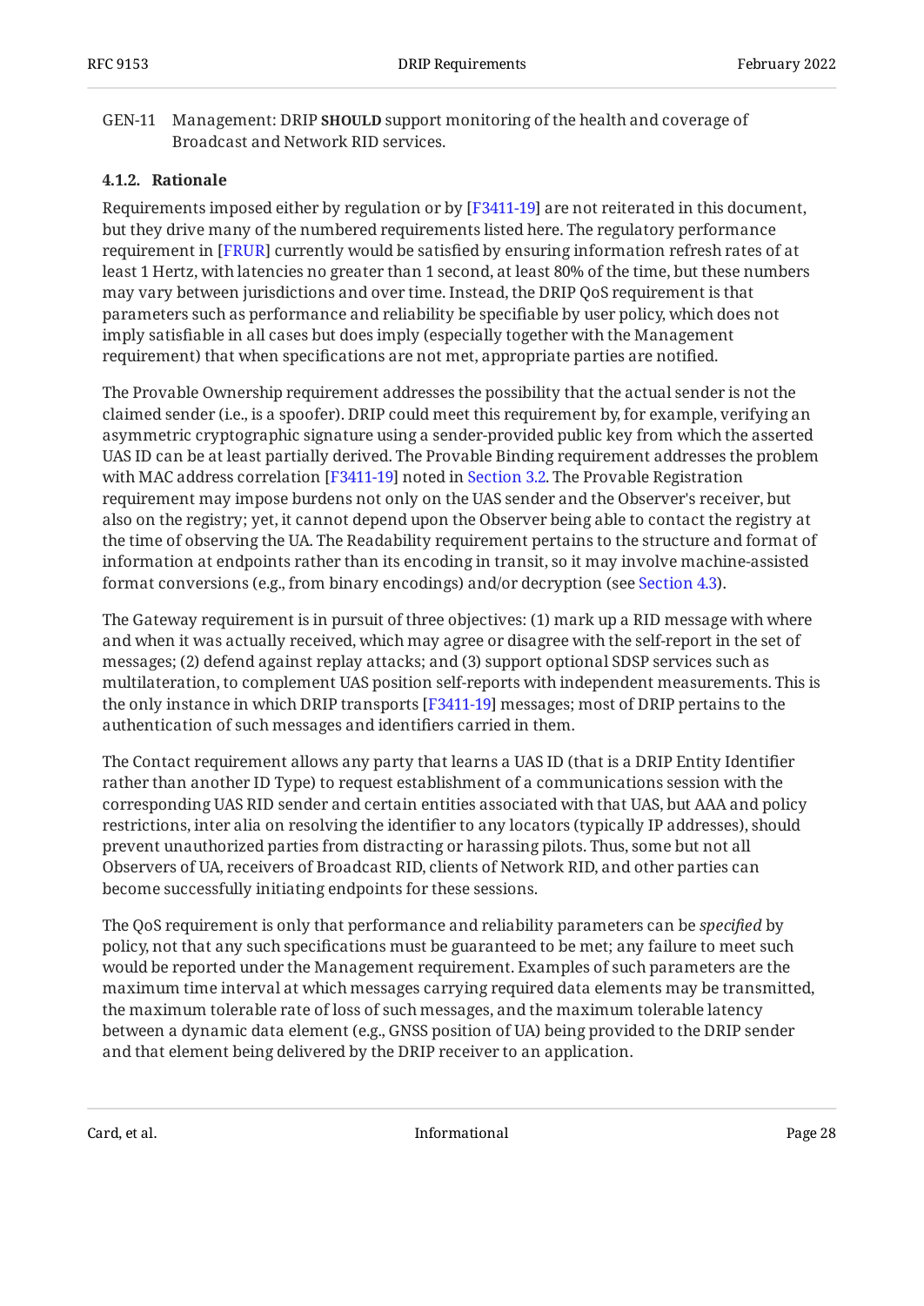GEN-11 Management: DRIP **SHOULD** support monitoring of the health and coverage of Broadcast and Network RID services.

#### 4.1.2. Rationale

Requirements imposed either by regulation or by [F3411-19] are not reiterated in this document, but they drive many of the numbered requirements listed here. The regulatory performance requirement in [FRUR] currently would be satisfied by ensuring information refresh rates of at least 1 Hertz, with latencies no greater than 1 second, at least 80% of the time, but these numbers may vary between jurisdictions and over time. Instead, the DRIP QoS requirement is that parameters such as performance and reliability be specifiable by user policy, which does not imply satisfiable in all cases but does imply (especially together with the Management requirement) that when specifications are not met, appropriate parties are notified.

The Provable Ownership requirement addresses the possibility that the actual sender is not the claimed sender (i.e., is a spoofer). DRIP could meet this requirement by, for example, verifying an asymmetric cryptographic signature using a sender-provided public key from which the asserted UAS ID can be at least partially derived. The Provable Binding requirement addresses the problem with MAC address correlation [F3411-19] noted in Section 3.2. The Provable Registration requirement may impose burdens not only on the UAS sender and the Observer's receiver, but also on the registry; yet, it cannot depend upon the Observer being able to contact the registry at the time of observing the UA. The Readability requirement pertains to the structure and format of information at endpoints rather than its encoding in transit, so it may involve machine-assisted format conversions (e.g., from binary encodings) and/or decryption (see Section 4.3).

The Gateway requirement is in pursuit of three objectives: (1) mark up a RID message with where and when it was actually received, which may agree or disagree with the self-report in the set of messages; (2) defend against replay attacks; and (3) support optional SDSP services such as multilateration, to complement UAS position self-reports with independent measurements. This is the only instance in which DRIP transports [F3411-19] messages; most of DRIP pertains to the authentication of such messages and identifiers carried in them.

The Contact requirement allows any party that learns a UAS ID (that is a DRIP Entity Identifier rather than another ID Type) to request establishment of a communications session with the corresponding UAS RID sender and certain entities associated with that UAS, but AAA and policy restrictions, inter alia on resolving the identifier to any locators (typically IP addresses), should prevent unauthorized parties from distracting or harassing pilots. Thus, some but not all Observers of UA, receivers of Broadcast RID, clients of Network RID, and other parties can become successfully initiating endpoints for these sessions.

The QoS requirement is only that performance and reliability parameters can be *specified* by policy, not that any such specifications must be guaranteed to be met; any failure to meet such would be reported under the Management requirement. Examples of such parameters are the maximum time interval at which messages carrying required data elements may be transmitted, the maximum tolerable rate of loss of such messages, and the maximum tolerable latency between a dynamic data element (e.g., GNSS position of UA) being provided to the DRIP sender and that element being delivered by the DRIP receiver to an application.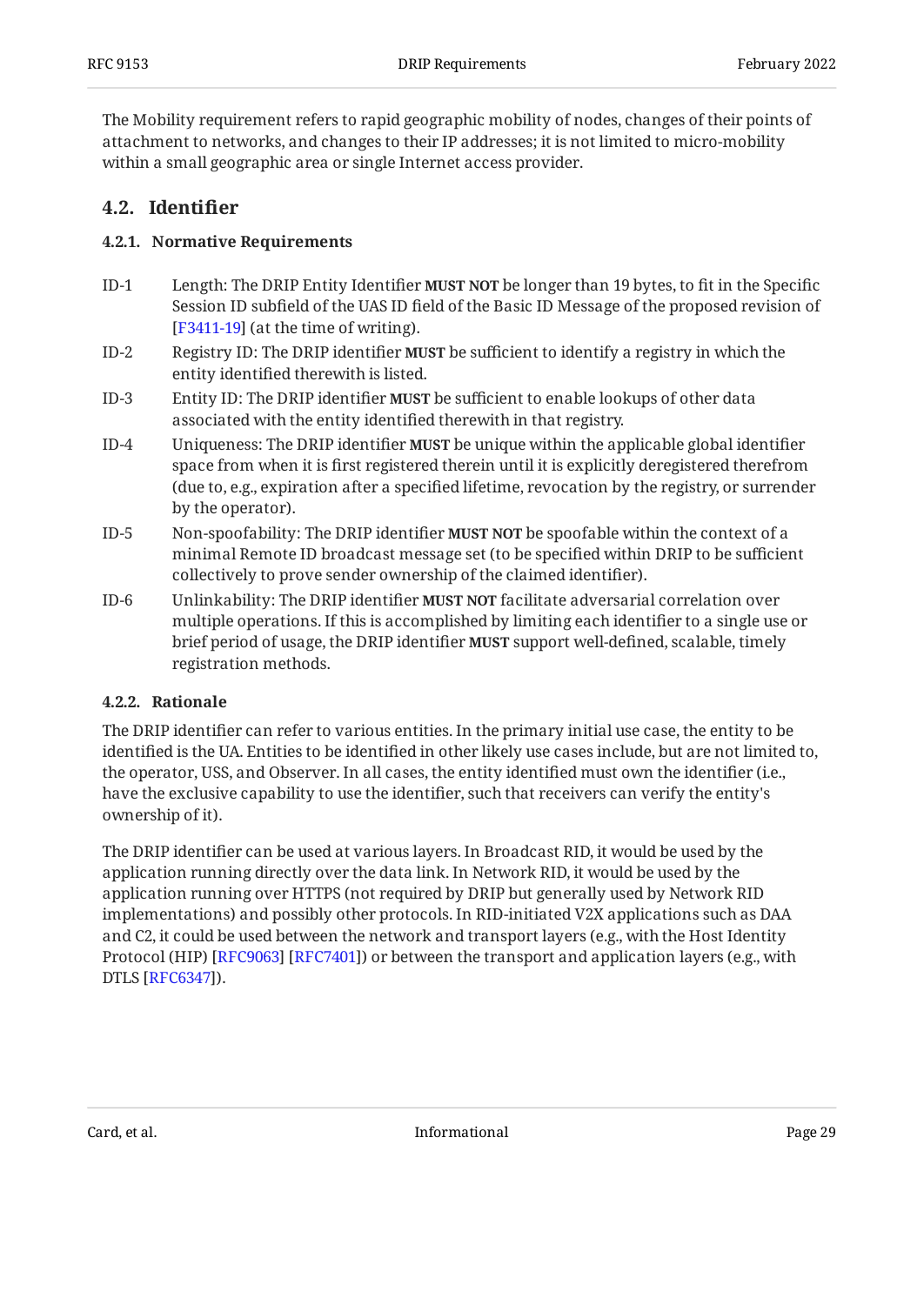The Mobility requirement refers to rapid geographic mobility of nodes, changes of their points of attachment to networks, and changes to their IP addresses; it is not limited to micro-mobility within a small geographic area or single Internet access provider.

## 4.2. Identifier

### 4.2.1. Normative Requirements

ID-1 Length: The DRIP Entity Identifier **MUST NOT** be longer than 19 bytes, to fit in the Specific Session ID subfield of the UAS ID field of the Basic ID Message of the proposed revision of [F3411-19] (at the time of writing).

ID-2 Registry ID: The DRIP identifier **MUST** be sufficient to identify a registry in which the entity identified therewith is listed.

ID-3 Entity ID: The DRIP identifier **MUST** be sufficient to enable lookups of other data associated with the entity identified therewith in that registry.

ID-4 Uniqueness: The DRIP identifier **MUST** be unique within the applicable global identifier space from when it is first registered therein until it is explicitly deregistered therefrom (due to, e.g., expiration after a specified lifetime, revocation by the registry, or surrender by the operator).

ID-5 Non-spoofability: The DRIP identifier **MUST NOT** be spoofable within the context of a minimal Remote ID broadcast message set (to be specified within DRIP to be sufficient collectively to prove sender ownership of the claimed identifier).

ID-6 Unlinkability: The DRIP identifier **MUST NOT** facilitate adversarial correlation over multiple operations. If this is accomplished by limiting each identifier to a single use or brief period of usage, the DRIP identifier **MUST** support well-defined, scalable, timely registration methods.

### 4.2.2. Rationale

The DRIP identifier can refer to various entities. In the primary initial use case, the entity to be identified is the UA. Entities to be identified in other likely use cases include, but are not limited to, the operator, USS, and Observer. In all cases, the entity identified must own the identifier (i.e., have the exclusive capability to use the identifier, such that receivers can verify the entity's ownership of it).

The DRIP identifier can be used at various layers. In Broadcast RID, it would be used by the application running directly over the data link. In Network RID, it would be used by the application running over HTTPS (not required by DRIP but generally used by Network RID implementations) and possibly other protocols. In RID-initiated V2X applications such as DAA and C2, it could be used between the network and transport layers (e.g., with the Host Identity Protocol (HIP) [RFC9063] [RFC7401]) or between the transport and application layers (e.g., with DTLS [RFC6347]).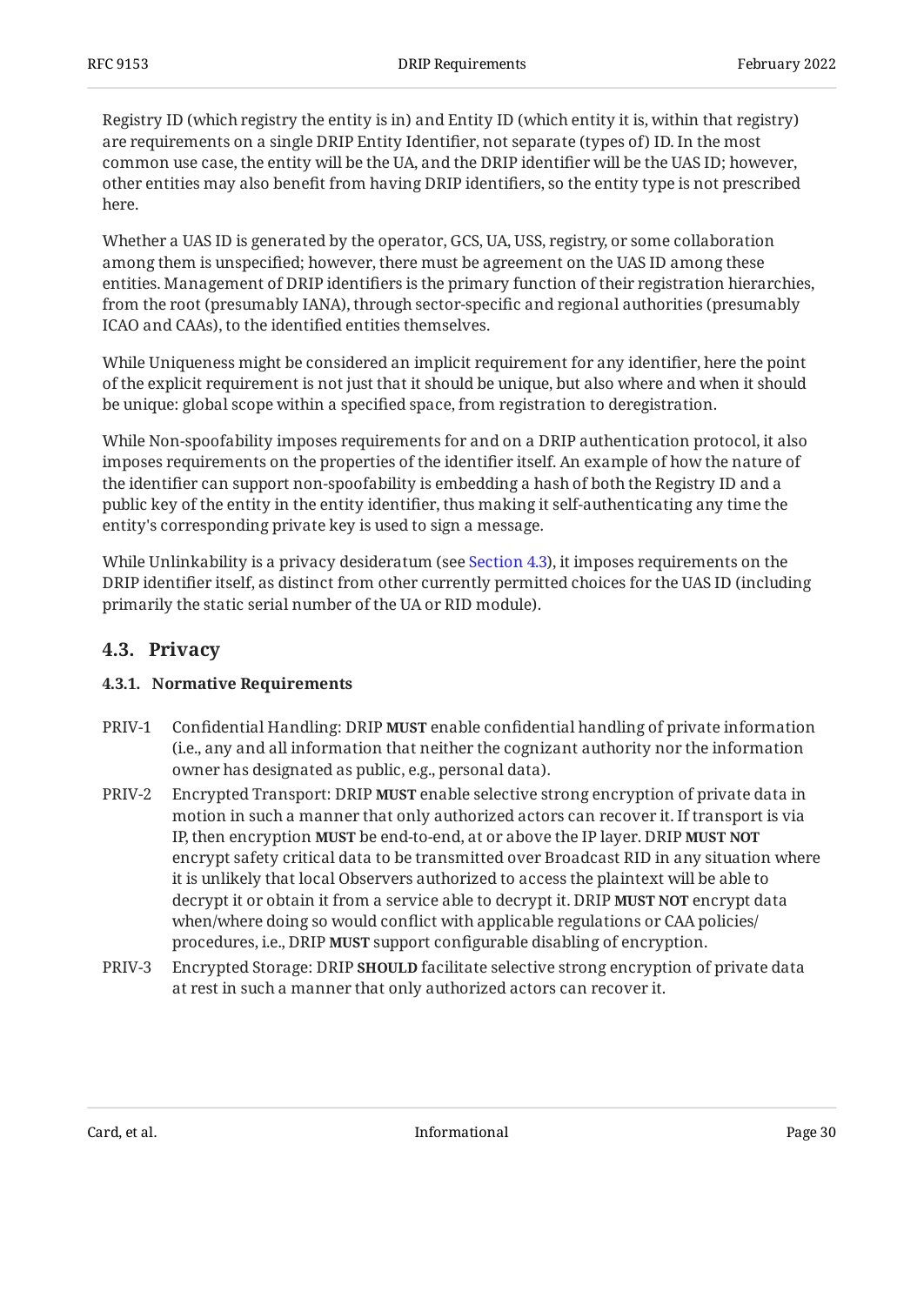Registry ID (which registry the entity is in) and Entity ID (which entity it is, within that registry) are requirements on a single DRIP Entity Identifier, not separate (types of) ID. In the most common use case, the entity will be the UA, and the DRIP identifier will be the UAS ID; however, other entities may also benefit from having DRIP identifiers, so the entity type is not prescribed here.

Whether a UAS ID is generated by the operator, GCS, UA, USS, registry, or some collaboration among them is unspecified; however, there must be agreement on the UAS ID among these entities. Management of DRIP identifiers is the primary function of their registration hierarchies, from the root (presumably IANA), through sector-specific and regional authorities (presumably ICAO and CAAs), to the identified entities themselves.

While Uniqueness might be considered an implicit requirement for any identifier, here the point of the explicit requirement is not just that it should be unique, but also where and when it should be unique: global scope within a specified space, from registration to deregistration.

While Non-spoofability imposes requirements for and on a DRIP authentication protocol, it also imposes requirements on the properties of the identifier itself. An example of how the nature of the identifier can support non-spoofability is embedding a hash of both the Registry ID and a public key of the entity in the entity identifier, thus making it self-authenticating any time the entity's corresponding private key is used to sign a message.

While Unlinkability is a privacy desideratum (see Section 4.3), it imposes requirements on the DRIP identifier itself, as distinct from other currently permitted choices for the UAS ID (including primarily the static serial number of the UA or RID module).

## 4.3. Privacy

### 4.3.1. Normative Requirements

PRIV-1 Confidential Handling: DRIP **MUST** enable confidential handling of private information (i.e., any and all information that neither the cognizant authority nor the information owner has designated as public, e.g., personal data).

PRIV-2 Encrypted Transport: DRIP **MUST** enable selective strong encryption of private data in motion in such a manner that only authorized actors can recover it. If transport is via IP, then encryption **MUST** be end-to-end, at or above the IP layer. DRIP **MUST NOT** encrypt safety critical data to be transmitted over Broadcast RID in any situation where it is unlikely that local Observers authorized to access the plaintext will be able to decrypt it or obtain it from a service able to decrypt it. DRIP **MUST NOT** encrypt data when/where doing so would conflict with applicable regulations or CAA policies/procedures, i.e., DRIP **MUST** support configurable disabling of encryption.

PRIV-3 Encrypted Storage: DRIP **SHOULD** facilitate selective strong encryption of private data at rest in such a manner that only authorized actors can recover it.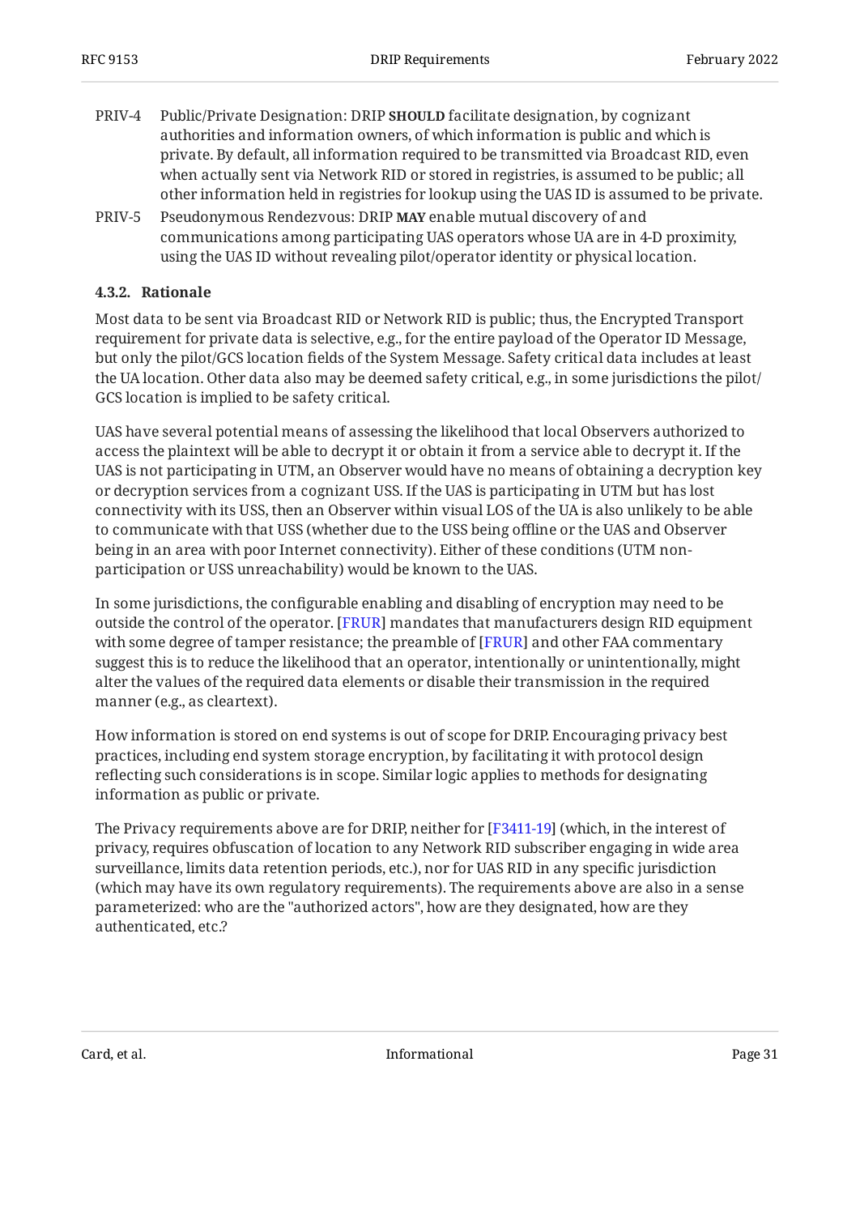PRIV-4 Public/Private Designation: DRIP **SHOULD** facilitate designation, by cognizant authorities and information owners, of which information is public and which is private. By default, all information required to be transmitted via Broadcast RID, even when actually sent via Network RID or stored in registries, is assumed to be public; all other information held in registries for lookup using the UAS ID is assumed to be private.

PRIV-5 Pseudonymous Rendezvous: DRIP **MAY** enable mutual discovery of and communications among participating UAS operators whose UA are in 4-D proximity, using the UAS ID without revealing pilot/operator identity or physical location.

#### 4.3.2. Rationale

Most data to be sent via Broadcast RID or Network RID is public; thus, the Encrypted Transport requirement for private data is selective, e.g., for the entire payload of the Operator ID Message, but only the pilot/GCS location fields of the System Message. Safety critical data includes at least the UA location. Other data also may be deemed safety critical, e.g., in some jurisdictions the pilot/GCS location is implied to be safety critical.

UAS have several potential means of assessing the likelihood that local Observers authorized to access the plaintext will be able to decrypt it or obtain it from a service able to decrypt it. If the UAS is not participating in UTM, an Observer would have no means of obtaining a decryption key or decryption services from a cognizant USS. If the UAS is participating in UTM but has lost connectivity with its USS, then an Observer within visual LOS of the UA is also unlikely to be able to communicate with that USS (whether due to the USS being offline or the UAS and Observer being in an area with poor Internet connectivity). Either of these conditions (UTM non-participation or USS unreachability) would be known to the UAS.

In some jurisdictions, the configurable enabling and disabling of encryption may need to be outside the control of the operator. [FRUR] mandates that manufacturers design RID equipment with some degree of tamper resistance; the preamble of [FRUR] and other FAA commentary suggest this is to reduce the likelihood that an operator, intentionally or unintentionally, might alter the values of the required data elements or disable their transmission in the required manner (e.g., as cleartext).

How information is stored on end systems is out of scope for DRIP. Encouraging privacy best practices, including end system storage encryption, by facilitating it with protocol design reflecting such considerations is in scope. Similar logic applies to methods for designating information as public or private.

The Privacy requirements above are for DRIP, neither for [F3411-19] (which, in the interest of privacy, requires obfuscation of location to any Network RID subscriber engaging in wide area surveillance, limits data retention periods, etc.), nor for UAS RID in any specific jurisdiction (which may have its own regulatory requirements). The requirements above are also in a sense parameterized: who are the "authorized actors", how are they designated, how are they authenticated, etc.?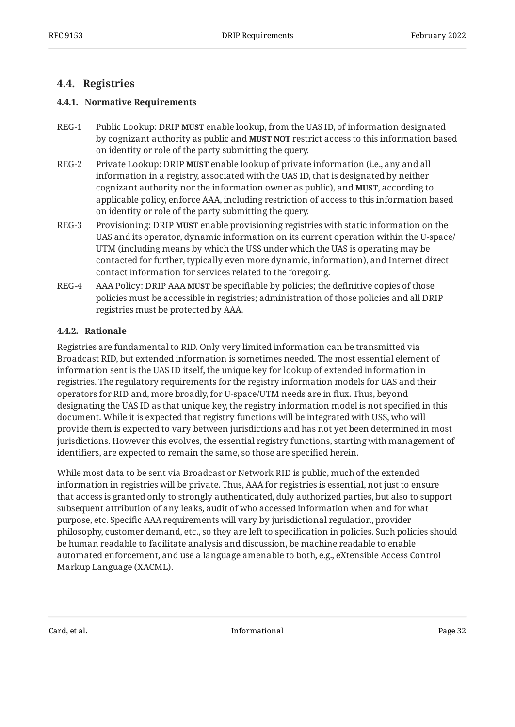## 4.4. Registries

### 4.4.1. Normative Requirements

REG-1 Public Lookup: DRIP **MUST** enable lookup, from the UAS ID, of information designated by cognizant authority as public and **MUST NOT** restrict access to this information based on identity or role of the party submitting the query.

REG-2 Private Lookup: DRIP **MUST** enable lookup of private information (i.e., any and all information in a registry, associated with the UAS ID, that is designated by neither cognizant authority nor the information owner as public), and **MUST**, according to applicable policy, enforce AAA, including restriction of access to this information based on identity or role of the party submitting the query.

REG-3 Provisioning: DRIP **MUST** enable provisioning registries with static information on the UAS and its operator, dynamic information on its current operation within the U-space/UTM (including means by which the USS under which the UAS is operating may be contacted for further, typically even more dynamic, information), and Internet direct contact information for services related to the foregoing.

REG-4 AAA Policy: DRIP AAA **MUST** be specifiable by policies; the definitive copies of those policies must be accessible in registries; administration of those policies and all DRIP registries must be protected by AAA.

### 4.4.2. Rationale

Registries are fundamental to RID. Only very limited information can be transmitted via Broadcast RID, but extended information is sometimes needed. The most essential element of information sent is the UAS ID itself, the unique key for lookup of extended information in registries. The regulatory requirements for the registry information models for UAS and their operators for RID and, more broadly, for U-space/UTM needs are in flux. Thus, beyond designating the UAS ID as that unique key, the registry information model is not specified in this document. While it is expected that registry functions will be integrated with USS, who will provide them is expected to vary between jurisdictions and has not yet been determined in most jurisdictions. However this evolves, the essential registry functions, starting with management of identifiers, are expected to remain the same, so those are specified herein.

While most data to be sent via Broadcast or Network RID is public, much of the extended information in registries will be private. Thus, AAA for registries is essential, not just to ensure that access is granted only to strongly authenticated, duly authorized parties, but also to support subsequent attribution of any leaks, audit of who accessed information when and for what purpose, etc. Specific AAA requirements will vary by jurisdictional regulation, provider philosophy, customer demand, etc., so they are left to specification in policies. Such policies should be human readable to facilitate analysis and discussion, be machine readable to enable automated enforcement, and use a language amenable to both, e.g., eXtensible Access Control Markup Language (XACML).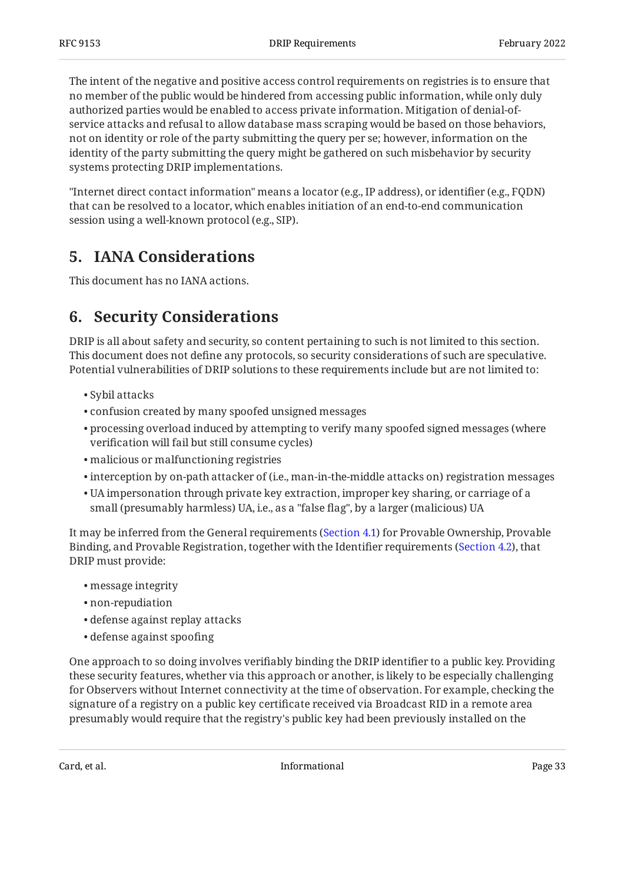The intent of the negative and positive access control requirements on registries is to ensure that no member of the public would be hindered from accessing public information, while only duly authorized parties would be enabled to access private information. Mitigation of denial-of-service attacks and refusal to allow database mass scraping would be based on those behaviors, not on identity or role of the party submitting the query per se; however, information on the identity of the party submitting the query might be gathered on such misbehavior by security systems protecting DRIP implementations.

"Internet direct contact information" means a locator (e.g., IP address), or identifier (e.g., FQDN) that can be resolved to a locator, which enables initiation of an end-to-end communication session using a well-known protocol (e.g., SIP).

## 5. IANA Considerations

This document has no IANA actions.

## 6. Security Considerations

DRIP is all about safety and security, so content pertaining to such is not limited to this section. This document does not define any protocols, so security considerations of such are speculative. Potential vulnerabilities of DRIP solutions to these requirements include but are not limited to:

- Sybil attacks
- confusion created by many spoofed unsigned messages
- processing overload induced by attempting to verify many spoofed signed messages (where verification will fail but still consume cycles)
- malicious or malfunctioning registries
- interception by on-path attacker of (i.e., man-in-the-middle attacks on) registration messages
- UA impersonation through private key extraction, improper key sharing, or carriage of a small (presumably harmless) UA, i.e., as a "false flag", by a larger (malicious) UA

It may be inferred from the General requirements (Section 4.1) for Provable Ownership, Provable Binding, and Provable Registration, together with the Identifier requirements (Section 4.2), that DRIP must provide:

- message integrity
- non-repudiation
- defense against replay attacks
- defense against spoofing

One approach to so doing involves verifiably binding the DRIP identifier to a public key. Providing these security features, whether via this approach or another, is likely to be especially challenging for Observers without Internet connectivity at the time of observation. For example, checking the signature of a registry on a public key certificate received via Broadcast RID in a remote area presumably would require that the registry's public key had been previously installed on the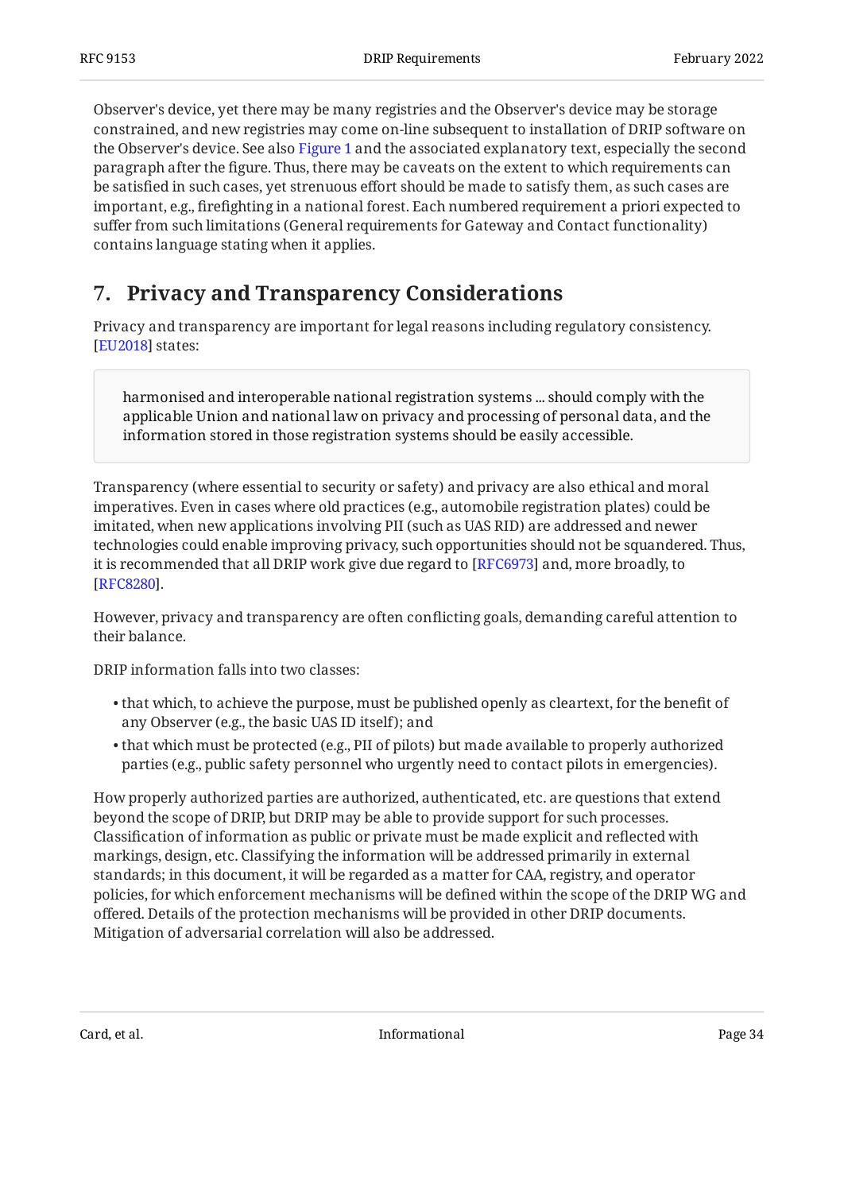Observer's device, yet there may be many registries and the Observer's device may be storage constrained, and new registries may come on-line subsequent to installation of DRIP software on the Observer's device. See also Figure 1 and the associated explanatory text, especially the second paragraph after the figure. Thus, there may be caveats on the extent to which requirements can be satisfied in such cases, yet strenuous effort should be made to satisfy them, as such cases are important, e.g., firefighting in a national forest. Each numbered requirement a priori expected to suffer from such limitations (General requirements for Gateway and Contact functionality) contains language stating when it applies.

## 7. Privacy and Transparency Considerations

Privacy and transparency are important for legal reasons including regulatory consistency. [EU2018] states:

> harmonised and interoperable national registration systems ... should comply with the applicable Union and national law on privacy and processing of personal data, and the information stored in those registration systems should be easily accessible.

Transparency (where essential to security or safety) and privacy are also ethical and moral imperatives. Even in cases where old practices (e.g., automobile registration plates) could be imitated, when new applications involving PII (such as UAS RID) are addressed and newer technologies could enable improving privacy, such opportunities should not be squandered. Thus, it is recommended that all DRIP work give due regard to [RFC6973] and, more broadly, to [RFC8280].

However, privacy and transparency are often conflicting goals, demanding careful attention to their balance.

DRIP information falls into two classes:

- that which, to achieve the purpose, must be published openly as cleartext, for the benefit of any Observer (e.g., the basic UAS ID itself); and
- that which must be protected (e.g., PII of pilots) but made available to properly authorized parties (e.g., public safety personnel who urgently need to contact pilots in emergencies).

How properly authorized parties are authorized, authenticated, etc. are questions that extend beyond the scope of DRIP, but DRIP may be able to provide support for such processes. Classification of information as public or private must be made explicit and reflected with markings, design, etc. Classifying the information will be addressed primarily in external standards; in this document, it will be regarded as a matter for CAA, registry, and operator policies, for which enforcement mechanisms will be defined within the scope of the DRIP WG and offered. Details of the protection mechanisms will be provided in other DRIP documents. Mitigation of adversarial correlation will also be addressed.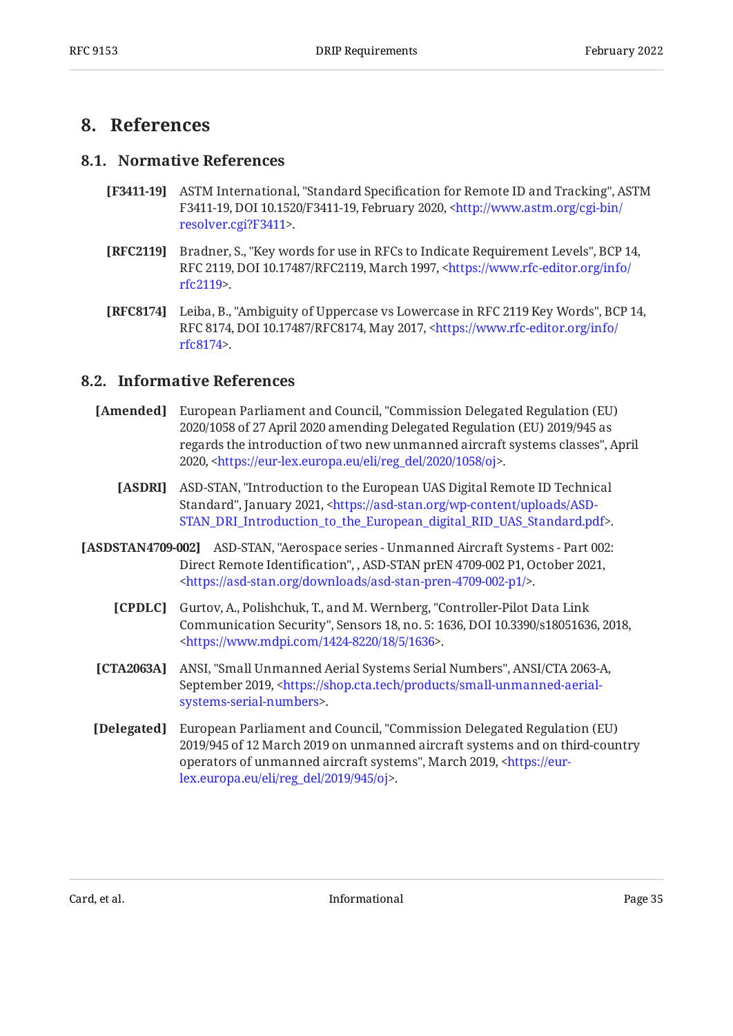# 8. References

## 8.1. Normative References

**[F3411-19]** ASTM International, "Standard Specification for Remote ID and Tracking", ASTM F3411-19, DOI 10.1520/F3411-19, February 2020, <http://www.astm.org/cgi-bin/resolver.cgi?F3411>.

**[RFC2119]** Bradner, S., "Key words for use in RFCs to Indicate Requirement Levels", BCP 14, RFC 2119, DOI 10.17487/RFC2119, March 1997, <https://www.rfc-editor.org/info/rfc2119>.

**[RFC8174]** Leiba, B., "Ambiguity of Uppercase vs Lowercase in RFC 2119 Key Words", BCP 14, RFC 8174, DOI 10.17487/RFC8174, May 2017, <https://www.rfc-editor.org/info/rfc8174>.

## 8.2. Informative References

**[Amended]** European Parliament and Council, "Commission Delegated Regulation (EU) 2020/1058 of 27 April 2020 amending Delegated Regulation (EU) 2019/945 as regards the introduction of two new unmanned aircraft systems classes", April 2020, <https://eur-lex.europa.eu/eli/reg_del/2020/1058/oj>.

**[ASDRI]** ASD-STAN, "Introduction to the European UAS Digital Remote ID Technical Standard", January 2021, <https://asd-stan.org/wp-content/uploads/ASD-STAN_DRI_Introduction_to_the_European_digital_RID_UAS_Standard.pdf>.

**[ASDSTAN4709-002]** ASD-STAN, "Aerospace series - Unmanned Aircraft Systems - Part 002: Direct Remote Identification", , ASD-STAN prEN 4709-002 P1, October 2021, <https://asd-stan.org/downloads/asd-stan-pren-4709-002-p1/>.

**[CPDLC]** Gurtov, A., Polishchuk, T., and M. Wernberg, "Controller-Pilot Data Link Communication Security", Sensors 18, no. 5: 1636, DOI 10.3390/s18051636, 2018, <https://www.mdpi.com/1424-8220/18/5/1636>.

**[CTA2063A]** ANSI, "Small Unmanned Aerial Systems Serial Numbers", ANSI/CTA 2063-A, September 2019, <https://shop.cta.tech/products/small-unmanned-aerial-systems-serial-numbers>.

**[Delegated]** European Parliament and Council, "Commission Delegated Regulation (EU) 2019/945 of 12 March 2019 on unmanned aircraft systems and on third-country operators of unmanned aircraft systems", March 2019, <https://eur-lex.europa.eu/eli/reg_del/2019/945/oj>.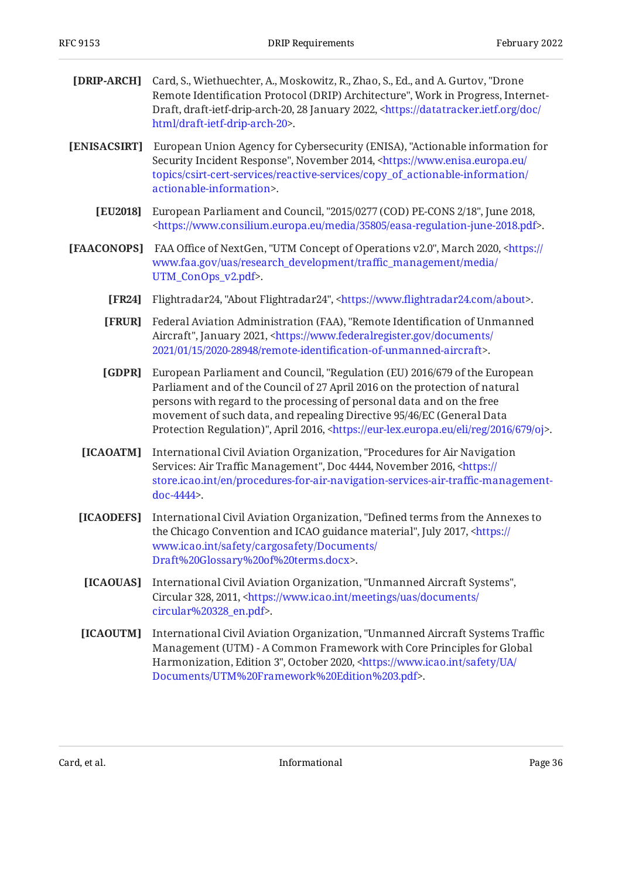**[DRIP-ARCH]** Card, S., Wiethuechter, A., Moskowitz, R., Zhao, S., Ed., and A. Gurtov, "Drone Remote Identification Protocol (DRIP) Architecture", Work in Progress, Internet-Draft, draft-ietf-drip-arch-20, 28 January 2022, <https://datatracker.ietf.org/doc/html/draft-ietf-drip-arch-20>.

**[ENISACSIRT]** European Union Agency for Cybersecurity (ENISA), "Actionable information for Security Incident Response", November 2014, <https://www.enisa.europa.eu/topics/csirt-cert-services/reactive-services/copy_of_actionable-information/actionable-information>.

**[EU2018]** European Parliament and Council, "2015/0277 (COD) PE-CONS 2/18", June 2018, <https://www.consilium.europa.eu/media/35805/easa-regulation-june-2018.pdf>.

**[FAACONOPS]** FAA Office of NextGen, "UTM Concept of Operations v2.0", March 2020, <https://www.faa.gov/uas/research_development/traffic_management/media/UTM_ConOps_v2.pdf>.

**[FR24]** Flightradar24, "About Flightradar24", <https://www.flightradar24.com/about>.

**[FRUR]** Federal Aviation Administration (FAA), "Remote Identification of Unmanned Aircraft", January 2021, <https://www.federalregister.gov/documents/2021/01/15/2020-28948/remote-identification-of-unmanned-aircraft>.

**[GDPR]** European Parliament and Council, "Regulation (EU) 2016/679 of the European Parliament and of the Council of 27 April 2016 on the protection of natural persons with regard to the processing of personal data and on the free movement of such data, and repealing Directive 95/46/EC (General Data Protection Regulation)", April 2016, <https://eur-lex.europa.eu/eli/reg/2016/679/oj>.

**[ICAOATM]** International Civil Aviation Organization, "Procedures for Air Navigation Services: Air Traffic Management", Doc 4444, November 2016, <https://store.icao.int/en/procedures-for-air-navigation-services-air-traffic-management-doc-4444>.

**[ICAODEFS]** International Civil Aviation Organization, "Defined terms from the Annexes to the Chicago Convention and ICAO guidance material", July 2017, <https://www.icao.int/safety/cargosafety/Documents/Draft%20Glossary%20of%20terms.docx>.

**[ICAOUAS]** International Civil Aviation Organization, "Unmanned Aircraft Systems", Circular 328, 2011, <https://www.icao.int/meetings/uas/documents/circular%20328_en.pdf>.

**[ICAOUTM]** International Civil Aviation Organization, "Unmanned Aircraft Systems Traffic Management (UTM) - A Common Framework with Core Principles for Global Harmonization, Edition 3", October 2020, <https://www.icao.int/safety/UA/Documents/UTM%20Framework%20Edition%203.pdf>.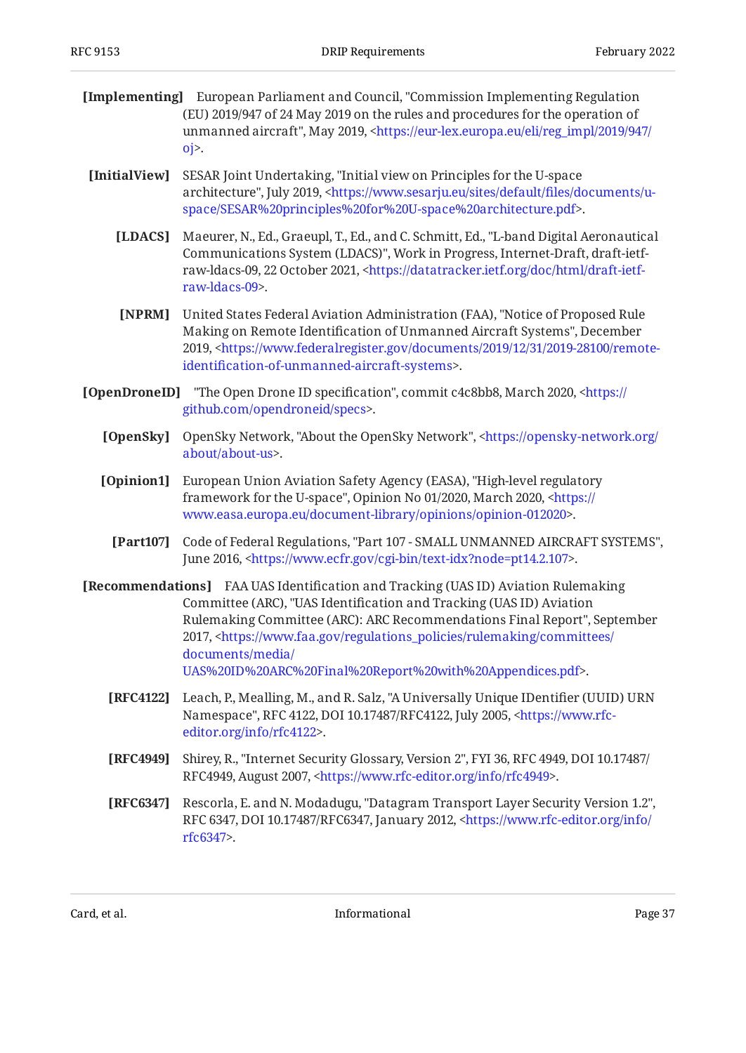**[Implementing]** European Parliament and Council, "Commission Implementing Regulation (EU) 2019/947 of 24 May 2019 on the rules and procedures for the operation of unmanned aircraft", May 2019, <https://eur-lex.europa.eu/eli/reg_impl/2019/947/oj>.

**[InitialView]** SESAR Joint Undertaking, "Initial view on Principles for the U-space architecture", July 2019, <https://www.sesarju.eu/sites/default/files/documents/u-space/SESAR%20principles%20for%20U-space%20architecture.pdf>.

**[LDACS]** Maeurer, N., Ed., Graeupl, T., Ed., and C. Schmitt, Ed., "L-band Digital Aeronautical Communications System (LDACS)", Work in Progress, Internet-Draft, draft-ietf-raw-ldacs-09, 22 October 2021, <https://datatracker.ietf.org/doc/html/draft-ietf-raw-ldacs-09>.

**[NPRM]** United States Federal Aviation Administration (FAA), "Notice of Proposed Rule Making on Remote Identification of Unmanned Aircraft Systems", December 2019, <https://www.federalregister.gov/documents/2019/12/31/2019-28100/remote-identification-of-unmanned-aircraft-systems>.

**[OpenDroneID]** "The Open Drone ID specification", commit c4c8bb8, March 2020, <https://github.com/opendroneid/specs>.

**[OpenSky]** OpenSky Network, "About the OpenSky Network", <https://opensky-network.org/about/about-us>.

**[Opinion1]** European Union Aviation Safety Agency (EASA), "High-level regulatory framework for the U-space", Opinion No 01/2020, March 2020, <https://www.easa.europa.eu/document-library/opinions/opinion-012020>.

**[Part107]** Code of Federal Regulations, "Part 107 - SMALL UNMANNED AIRCRAFT SYSTEMS", June 2016, <https://www.ecfr.gov/cgi-bin/text-idx?node=pt14.2.107>.

**[Recommendations]** FAA UAS Identification and Tracking (UAS ID) Aviation Rulemaking Committee (ARC), "UAS Identification and Tracking (UAS ID) Aviation Rulemaking Committee (ARC): ARC Recommendations Final Report", September 2017, <https://www.faa.gov/regulations_policies/rulemaking/committees/documents/media/UAS%20ID%20ARC%20Final%20Report%20with%20Appendices.pdf>.

**[RFC4122]** Leach, P., Mealling, M., and R. Salz, "A Universally Unique IDentifier (UUID) URN Namespace", RFC 4122, DOI 10.17487/RFC4122, July 2005, <https://www.rfc-editor.org/info/rfc4122>.

**[RFC4949]** Shirey, R., "Internet Security Glossary, Version 2", FYI 36, RFC 4949, DOI 10.17487/RFC4949, August 2007, <https://www.rfc-editor.org/info/rfc4949>.

**[RFC6347]** Rescorla, E. and N. Modadugu, "Datagram Transport Layer Security Version 1.2", RFC 6347, DOI 10.17487/RFC6347, January 2012, <https://www.rfc-editor.org/info/rfc6347>.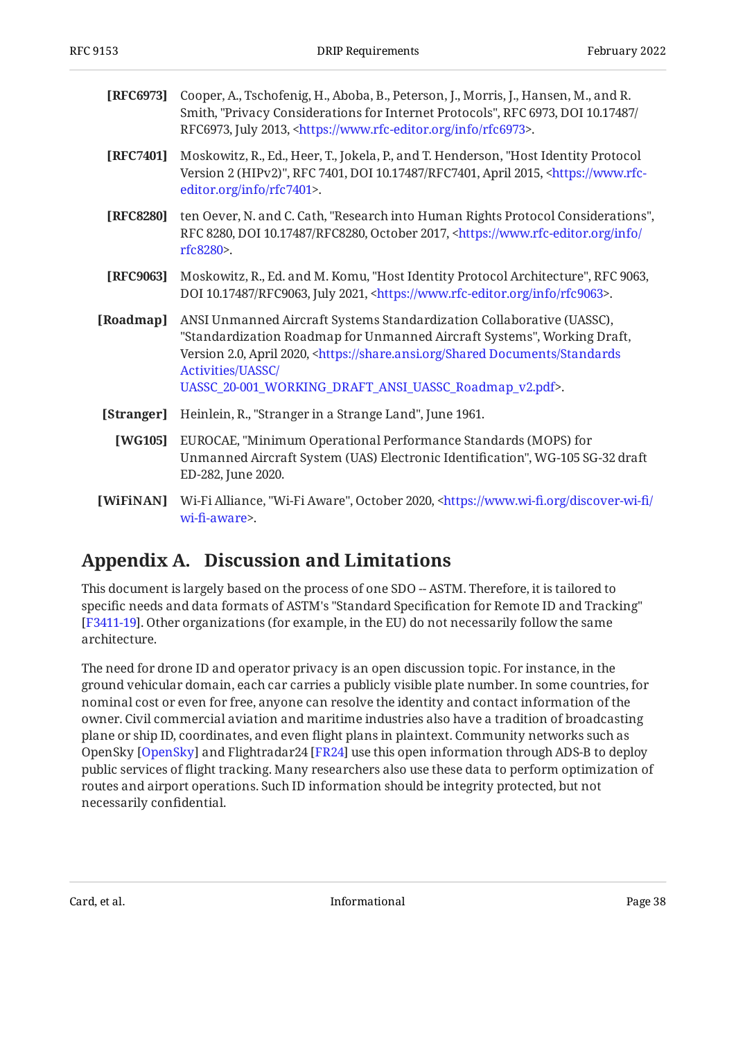**[RFC6973]** Cooper, A., Tschofenig, H., Aboba, B., Peterson, J., Morris, J., Hansen, M., and R. Smith, "Privacy Considerations for Internet Protocols", RFC 6973, DOI 10.17487/RFC6973, July 2013, <https://www.rfc-editor.org/info/rfc6973>.

**[RFC7401]** Moskowitz, R., Ed., Heer, T., Jokela, P., and T. Henderson, "Host Identity Protocol Version 2 (HIPv2)", RFC 7401, DOI 10.17487/RFC7401, April 2015, <https://www.rfc-editor.org/info/rfc7401>.

**[RFC8280]** ten Oever, N. and C. Cath, "Research into Human Rights Protocol Considerations", RFC 8280, DOI 10.17487/RFC8280, October 2017, <https://www.rfc-editor.org/info/rfc8280>.

**[RFC9063]** Moskowitz, R., Ed. and M. Komu, "Host Identity Protocol Architecture", RFC 9063, DOI 10.17487/RFC9063, July 2021, <https://www.rfc-editor.org/info/rfc9063>.

**[Roadmap]** ANSI Unmanned Aircraft Systems Standardization Collaborative (UASSC), "Standardization Roadmap for Unmanned Aircraft Systems", Working Draft, Version 2.0, April 2020, <https://share.ansi.org/Shared Documents/Standards Activities/UASSC/UASSC_20-001_WORKING_DRAFT_ANSI_UASSC_Roadmap_v2.pdf>.

**[Stranger]** Heinlein, R., "Stranger in a Strange Land", June 1961.

**[WG105]** EUROCAE, "Minimum Operational Performance Standards (MOPS) for Unmanned Aircraft System (UAS) Electronic Identification", WG-105 SG-32 draft ED-282, June 2020.

**[WiFiNAN]** Wi-Fi Alliance, "Wi-Fi Aware", October 2020, <https://www.wi-fi.org/discover-wi-fi/wi-fi-aware>.

## Appendix A. Discussion and Limitations

This document is largely based on the process of one SDO -- ASTM. Therefore, it is tailored to specific needs and data formats of ASTM's "Standard Specification for Remote ID and Tracking" [F3411-19]. Other organizations (for example, in the EU) do not necessarily follow the same architecture.

The need for drone ID and operator privacy is an open discussion topic. For instance, in the ground vehicular domain, each car carries a publicly visible plate number. In some countries, for nominal cost or even for free, anyone can resolve the identity and contact information of the owner. Civil commercial aviation and maritime industries also have a tradition of broadcasting plane or ship ID, coordinates, and even flight plans in plaintext. Community networks such as OpenSky [OpenSky] and Flightradar24 [FR24] use this open information through ADS-B to deploy public services of flight tracking. Many researchers also use these data to perform optimization of routes and airport operations. Such ID information should be integrity protected, but not necessarily confidential.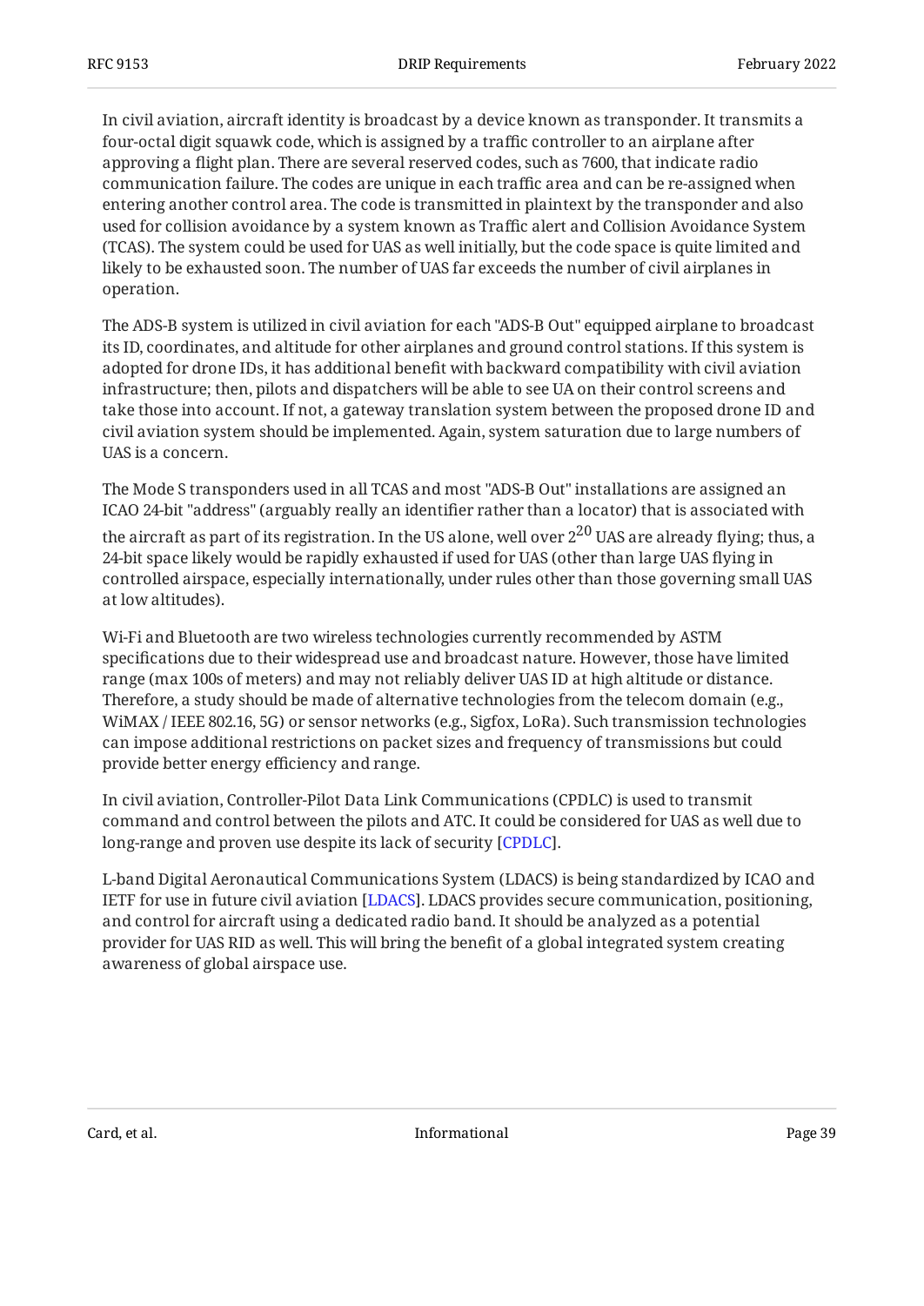In civil aviation, aircraft identity is broadcast by a device known as transponder. It transmits a four-octal digit squawk code, which is assigned by a traffic controller to an airplane after approving a flight plan. There are several reserved codes, such as 7600, that indicate radio communication failure. The codes are unique in each traffic area and can be re-assigned when entering another control area. The code is transmitted in plaintext by the transponder and also used for collision avoidance by a system known as Traffic alert and Collision Avoidance System (TCAS). The system could be used for UAS as well initially, but the code space is quite limited and likely to be exhausted soon. The number of UAS far exceeds the number of civil airplanes in operation.

The ADS-B system is utilized in civil aviation for each "ADS-B Out" equipped airplane to broadcast its ID, coordinates, and altitude for other airplanes and ground control stations. If this system is adopted for drone IDs, it has additional benefit with backward compatibility with civil aviation infrastructure; then, pilots and dispatchers will be able to see UA on their control screens and take those into account. If not, a gateway translation system between the proposed drone ID and civil aviation system should be implemented. Again, system saturation due to large numbers of UAS is a concern.

The Mode S transponders used in all TCAS and most "ADS-B Out" installations are assigned an ICAO 24-bit "address" (arguably really an identifier rather than a locator) that is associated with the aircraft as part of its registration. In the US alone, well over $2^{20}$ UAS are already flying; thus, a 24-bit space likely would be rapidly exhausted if used for UAS (other than large UAS flying in controlled airspace, especially internationally, under rules other than those governing small UAS at low altitudes).

Wi-Fi and Bluetooth are two wireless technologies currently recommended by ASTM specifications due to their widespread use and broadcast nature. However, those have limited range (max 100s of meters) and may not reliably deliver UAS ID at high altitude or distance. Therefore, a study should be made of alternative technologies from the telecom domain (e.g., WiMAX / IEEE 802.16, 5G) or sensor networks (e.g., Sigfox, LoRa). Such transmission technologies can impose additional restrictions on packet sizes and frequency of transmissions but could provide better energy efficiency and range.

In civil aviation, Controller-Pilot Data Link Communications (CPDLC) is used to transmit command and control between the pilots and ATC. It could be considered for UAS as well due to long-range and proven use despite its lack of security [CPDLC].

L-band Digital Aeronautical Communications System (LDACS) is being standardized by ICAO and IETF for use in future civil aviation [LDACS]. LDACS provides secure communication, positioning, and control for aircraft using a dedicated radio band. It should be analyzed as a potential provider for UAS RID as well. This will bring the benefit of a global integrated system creating awareness of global airspace use.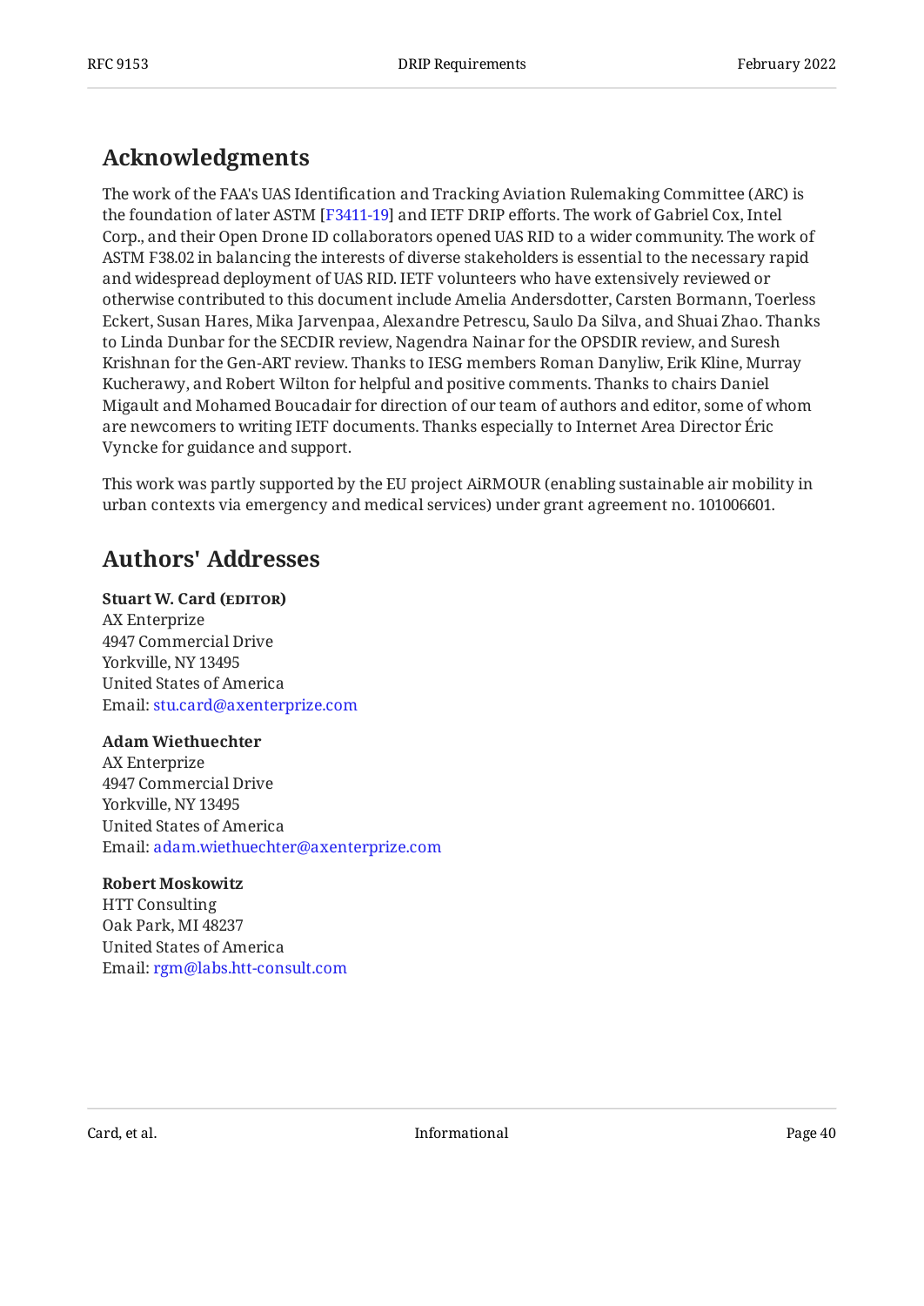## Acknowledgments

The work of the FAA's UAS Identification and Tracking Aviation Rulemaking Committee (ARC) is the foundation of later ASTM [F3411-19] and IETF DRIP efforts. The work of Gabriel Cox, Intel Corp., and their Open Drone ID collaborators opened UAS RID to a wider community. The work of ASTM F38.02 in balancing the interests of diverse stakeholders is essential to the necessary rapid and widespread deployment of UAS RID. IETF volunteers who have extensively reviewed or otherwise contributed to this document include Amelia Andersdotter, Carsten Bormann, Toerless Eckert, Susan Hares, Mika Jarvenpaa, Alexandre Petrescu, Saulo Da Silva, and Shuai Zhao. Thanks to Linda Dunbar for the SECDIR review, Nagendra Nainar for the OPSDIR review, and Suresh Krishnan for the Gen-ART review. Thanks to IESG members Roman Danyliw, Erik Kline, Murray Kucherawy, and Robert Wilton for helpful and positive comments. Thanks to chairs Daniel Migault and Mohamed Boucadair for direction of our team of authors and editor, some of whom are newcomers to writing IETF documents. Thanks especially to Internet Area Director Éric Vyncke for guidance and support.

This work was partly supported by the EU project AiRMOUR (enabling sustainable air mobility in urban contexts via emergency and medical services) under grant agreement no. 101006601.

## Authors' Addresses

**Stuart W. Card (EDITOR)**
AX Enterprize
4947 Commercial Drive
Yorkville, NY 13495
United States of America
Email: stu.card@axenterprize.com

**Adam Wiethuechter**
AX Enterprize
4947 Commercial Drive
Yorkville, NY 13495
United States of America
Email: adam.wiethuechter@axenterprize.com

**Robert Moskowitz**
HTT Consulting
Oak Park, MI 48237
United States of America
Email: rgm@labs.htt-consult.com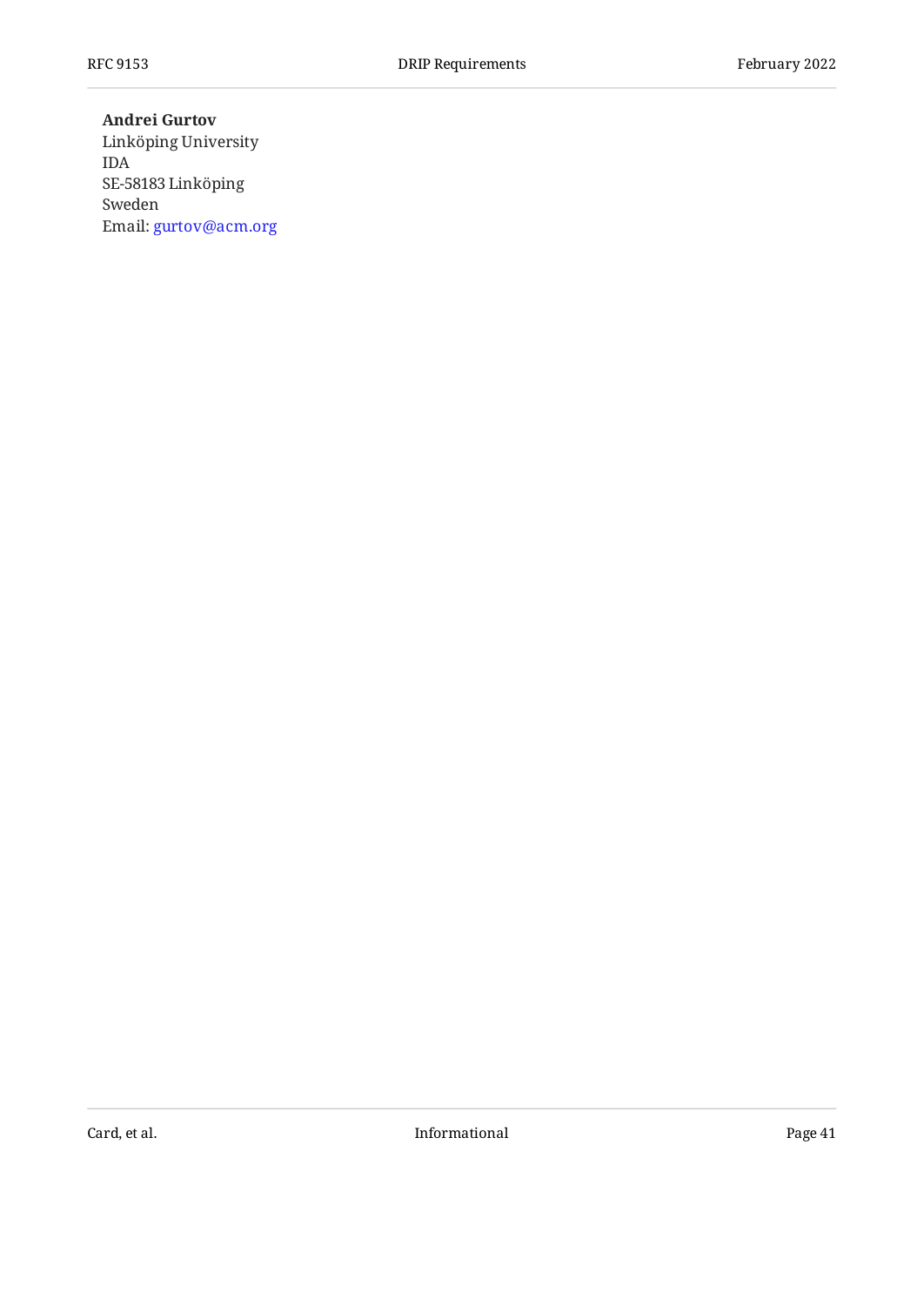**Andrei Gurtov**
Linköping University
IDA
SE-58183 Linköping
Sweden
Email: gurtov@acm.org